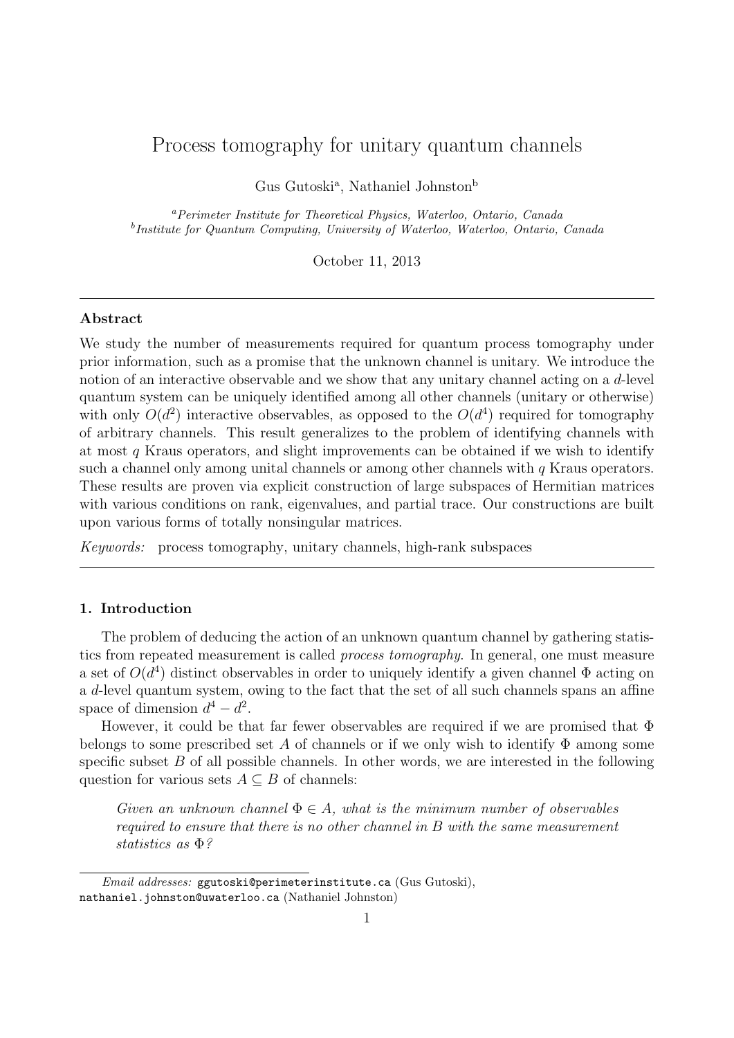# Process tomography for unitary quantum channels

Gus Gutoski[a], Nathaniel Johnston[b]

[a] *Perimeter Institute for Theoretical Physics, Waterloo, Ontario, Canada*
[b] *Institute for Quantum Computing, University of Waterloo, Waterloo, Ontario, Canada*

October 11, 2013

---

## Abstract

We study the number of measurements required for quantum process tomography under prior information, such as a promise that the unknown channel is unitary. We introduce the notion of an interactive observable and we show that any unitary channel acting on a $d$-level quantum system can be uniquely identified among all other channels (unitary or otherwise) with only $O(d^2)$ interactive observables, as opposed to the $O(d^4)$ required for tomography of arbitrary channels. This result generalizes to the problem of identifying channels with at most $q$ Kraus operators, and slight improvements can be obtained if we wish to identify such a channel only among unital channels or among other channels with $q$ Kraus operators. These results are proven via explicit construction of large subspaces of Hermitian matrices with various conditions on rank, eigenvalues, and partial trace. Our constructions are built upon various forms of totally nonsingular matrices.

*Keywords:* process tomography, unitary channels, high-rank subspaces

---

### 1. Introduction

The problem of deducing the action of an unknown quantum channel by gathering statistics from repeated measurement is called *process tomography*. In general, one must measure a set of $O(d^4)$ distinct observables in order to uniquely identify a given channel $\Phi$ acting on a $d$-level quantum system, owing to the fact that the set of all such channels spans an affine space of dimension $d^4 - d^2$.

However, it could be that far fewer observables are required if we are promised that $\Phi$ belongs to some prescribed set $A$ of channels or if we only wish to identify $\Phi$ among some specific subset $B$ of all possible channels. In other words, we are interested in the following question for various sets $A \subseteq B$ of channels:

> *Given an unknown channel $\Phi \in A$, what is the minimum number of observables required to ensure that there is no other channel in $B$ with the same measurement statistics as $\Phi$?*

---

*Email addresses:* ggutoski@perimeterinstitute.ca (Gus Gutoski), nathaniel.johnston@uwaterloo.ca (Nathaniel Johnston)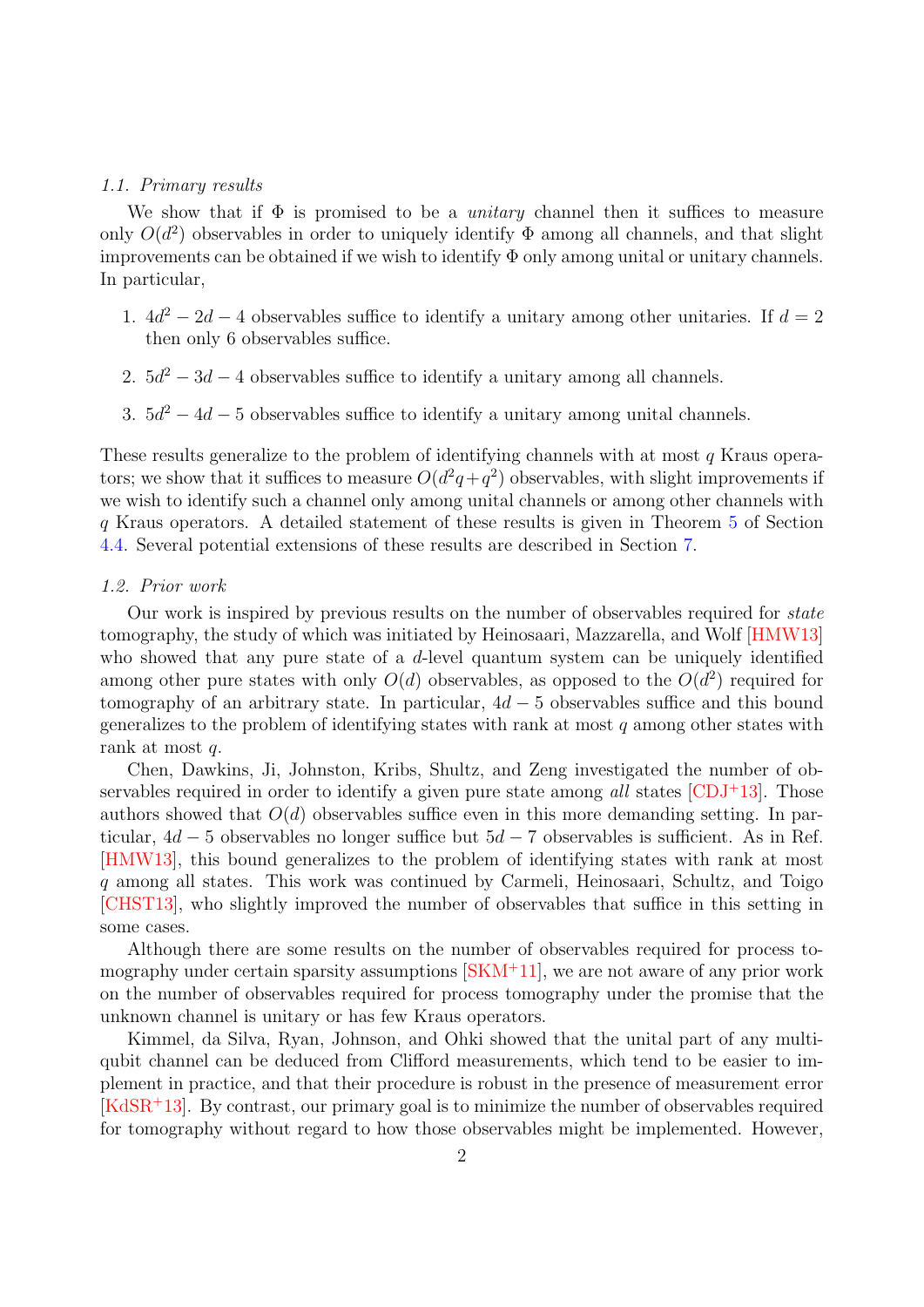### 1.1. Primary results

We show that if $\Phi$ is promised to be a *unitary* channel then it suffices to measure only $O(d^2)$ observables in order to uniquely identify $\Phi$ among all channels, and that slight improvements can be obtained if we wish to identify $\Phi$ only among unital or unitary channels. In particular,

1. $4d^2 - 2d - 4$ observables suffice to identify a unitary among other unitaries. If $d = 2$ then only 6 observables suffice.
2. $5d^2 - 3d - 4$ observables suffice to identify a unitary among all channels.
3. $5d^2 - 4d - 5$ observables suffice to identify a unitary among unital channels.

These results generalize to the problem of identifying channels with at most $q$ Kraus operators; we show that it suffices to measure $O(d^2 q + q^2)$ observables, with slight improvements if we wish to identify such a channel only among unital channels or among other channels with $q$ Kraus operators. A detailed statement of these results is given in Theorem 5 of Section 4.4. Several potential extensions of these results are described in Section 7.

### 1.2. Prior work

Our work is inspired by previous results on the number of observables required for *state* tomography, the study of which was initiated by Heinosaari, Mazzarella, and Wolf [HMW13] who showed that any pure state of a $d$-level quantum system can be uniquely identified among other pure states with only $O(d)$ observables, as opposed to the $O(d^2)$ required for tomography of an arbitrary state. In particular, $4d - 5$ observables suffice and this bound generalizes to the problem of identifying states with rank at most $q$ among other states with rank at most $q$.

Chen, Dawkins, Ji, Johnston, Kribs, Shultz, and Zeng investigated the number of observables required in order to identify a given pure state among *all* states [CDJ+13]. Those authors showed that $O(d)$ observables suffice even in this more demanding setting. In particular, $4d - 5$ observables no longer suffice but $5d - 7$ observables is sufficient. As in Ref. [HMW13], this bound generalizes to the problem of identifying states with rank at most $q$ among all states. This work was continued by Carmeli, Heinosaari, Schultz, and Toigo [CHST13], who slightly improved the number of observables that suffice in this setting in some cases.

Although there are some results on the number of observables required for process tomography under certain sparsity assumptions [SKM+11], we are not aware of any prior work on the number of observables required for process tomography under the promise that the unknown channel is unitary or has few Kraus operators.

Kimmel, da Silva, Ryan, Johnson, and Ohki showed that the unital part of any multi-qubit channel can be deduced from Clifford measurements, which tend to be easier to implement in practice, and that their procedure is robust in the presence of measurement error [KdSR+13]. By contrast, our primary goal is to minimize the number of observables required for tomography without regard to how those observables might be implemented. However,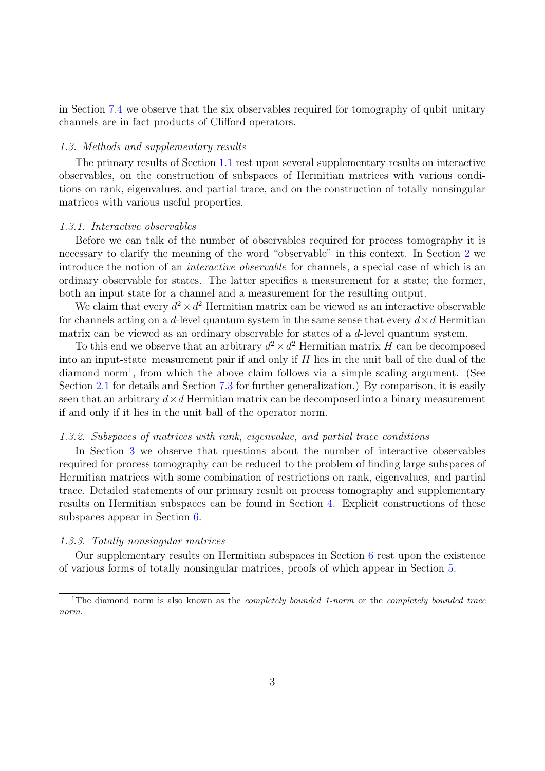in Section 7.4 we observe that the six observables required for tomography of qubit unitary channels are in fact products of Clifford operators.

### 1.3. Methods and supplementary results

The primary results of Section 1.1 rest upon several supplementary results on interactive observables, on the construction of subspaces of Hermitian matrices with various conditions on rank, eigenvalues, and partial trace, and on the construction of totally nonsingular matrices with various useful properties.

#### 1.3.1. Interactive observables

Before we can talk of the number of observables required for process tomography it is necessary to clarify the meaning of the word "observable" in this context. In Section 2 we introduce the notion of an *interactive observable* for channels, a special case of which is an ordinary observable for states. The latter specifies a measurement for a state; the former, both an input state for a channel and a measurement for the resulting output.

We claim that every $d^2 \times d^2$ Hermitian matrix can be viewed as an interactive observable for channels acting on a $d$-level quantum system in the same sense that every $d \times d$ Hermitian matrix can be viewed as an ordinary observable for states of a $d$-level quantum system.

To this end we observe that an arbitrary $d^2 \times d^2$ Hermitian matrix $H$ can be decomposed into an input-state–measurement pair if and only if $H$ lies in the unit ball of the dual of the diamond norm[1], from which the above claim follows via a simple scaling argument. (See Section 2.1 for details and Section 7.3 for further generalization.) By comparison, it is easily seen that an arbitrary $d \times d$ Hermitian matrix can be decomposed into a binary measurement if and only if it lies in the unit ball of the operator norm.

#### 1.3.2. Subspaces of matrices with rank, eigenvalue, and partial trace conditions

In Section 3 we observe that questions about the number of interactive observables required for process tomography can be reduced to the problem of finding large subspaces of Hermitian matrices with some combination of restrictions on rank, eigenvalues, and partial trace. Detailed statements of our primary result on process tomography and supplementary results on Hermitian subspaces can be found in Section 4. Explicit constructions of these subspaces appear in Section 6.

#### 1.3.3. Totally nonsingular matrices

Our supplementary results on Hermitian subspaces in Section 6 rest upon the existence of various forms of totally nonsingular matrices, proofs of which appear in Section 5.

[1] The diamond norm is also known as the *completely bounded 1-norm* or the *completely bounded trace norm*.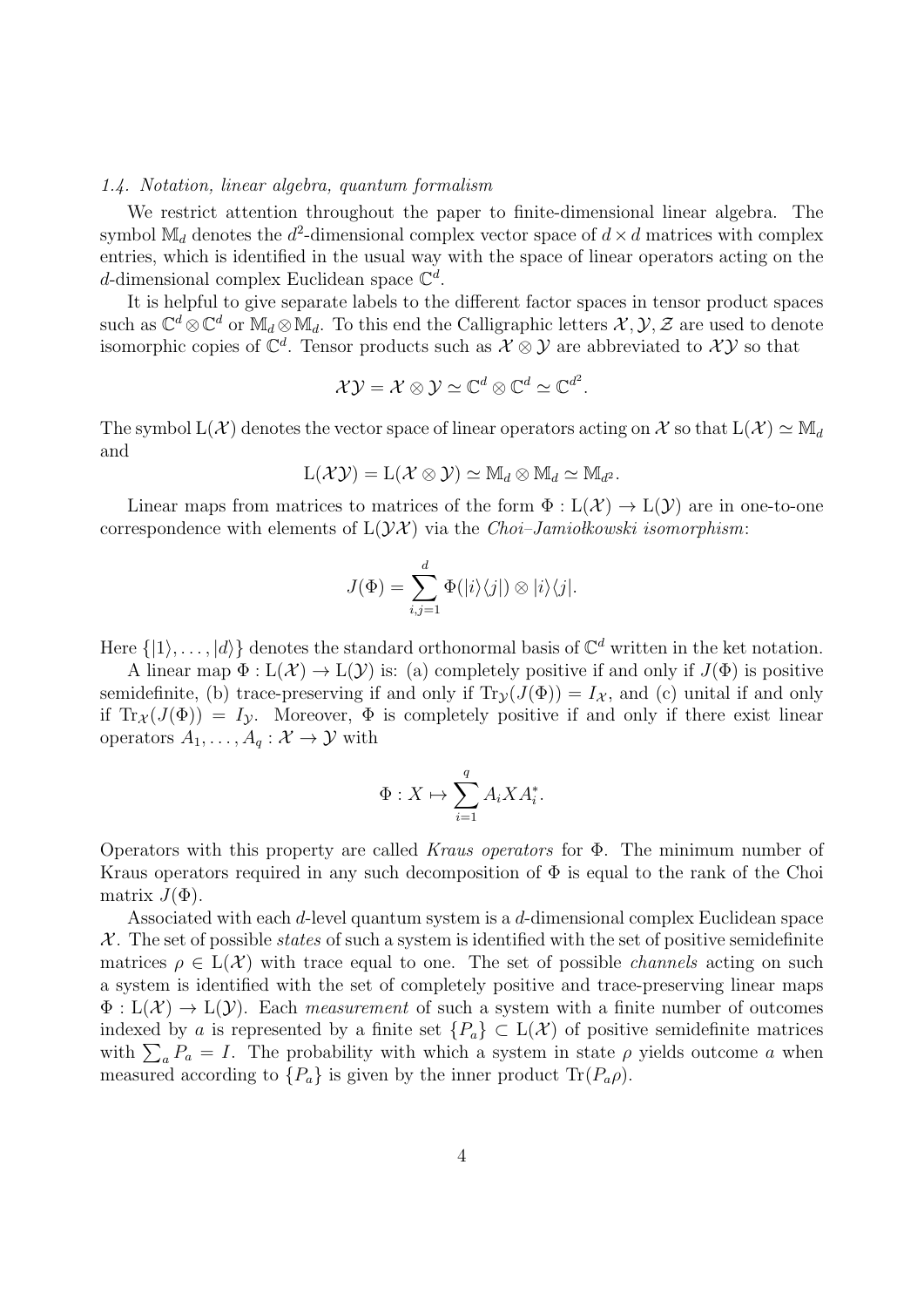### 1.4. Notation, linear algebra, quantum formalism

We restrict attention throughout the paper to finite-dimensional linear algebra. The symbol $\mathbb{M}_d$ denotes the $d^2$-dimensional complex vector space of $d \times d$ matrices with complex entries, which is identified in the usual way with the space of linear operators acting on the $d$-dimensional complex Euclidean space $\mathbb{C}^d$.

It is helpful to give separate labels to the different factor spaces in tensor product spaces such as $\mathbb{C}^d \otimes \mathbb{C}^d$ or $\mathbb{M}_d \otimes \mathbb{M}_d$. To this end the Calligraphic letters $\mathcal{X}, \mathcal{Y}, \mathcal{Z}$ are used to denote isomorphic copies of $\mathbb{C}^d$. Tensor products such as $\mathcal{X} \otimes \mathcal{Y}$ are abbreviated to $\mathcal{XY}$ so that

$$\mathcal{XY} = \mathcal{X} \otimes \mathcal{Y} \simeq \mathbb{C}^d \otimes \mathbb{C}^d \simeq \mathbb{C}^{d^2}.$$

The symbol $\mathrm{L}(\mathcal{X})$ denotes the vector space of linear operators acting on $\mathcal{X}$ so that $\mathrm{L}(\mathcal{X}) \simeq \mathbb{M}_d$ and

$$\mathrm{L}(\mathcal{XY}) = \mathrm{L}(\mathcal{X} \otimes \mathcal{Y}) \simeq \mathbb{M}_d \otimes \mathbb{M}_d \simeq \mathbb{M}_{d^2}.$$

Linear maps from matrices to matrices of the form $\Phi : \mathrm{L}(\mathcal{X}) \to \mathrm{L}(\mathcal{Y})$ are in one-to-one correspondence with elements of $\mathrm{L}(\mathcal{YX})$ via the *Choi–Jamiołkowski isomorphism*:

$$J(\Phi) = \sum_{i,j=1}^{d} \Phi(|i\rangle\langle j|) \otimes |i\rangle\langle j|.$$

Here $\{|1\rangle, \ldots, |d\rangle\}$ denotes the standard orthonormal basis of $\mathbb{C}^d$ written in the ket notation.

A linear map $\Phi : \mathrm{L}(\mathcal{X}) \to \mathrm{L}(\mathcal{Y})$ is: (a) completely positive if and only if $J(\Phi)$ is positive semidefinite, (b) trace-preserving if and only if $\mathrm{Tr}_{\mathcal{Y}}(J(\Phi)) = I_{\mathcal{X}}$, and (c) unital if and only if $\mathrm{Tr}_{\mathcal{X}}(J(\Phi)) = I_{\mathcal{Y}}$. Moreover, $\Phi$ is completely positive if and only if there exist linear operators $A_1, \ldots, A_q : \mathcal{X} \to \mathcal{Y}$ with

$$\Phi : X \mapsto \sum_{i=1}^{q} A_i X A_i^*.$$

Operators with this property are called *Kraus operators* for $\Phi$. The minimum number of Kraus operators required in any such decomposition of $\Phi$ is equal to the rank of the Choi matrix $J(\Phi)$.

Associated with each $d$-level quantum system is a $d$-dimensional complex Euclidean space $\mathcal{X}$. The set of possible *states* of such a system is identified with the set of positive semidefinite matrices $\rho \in \mathrm{L}(\mathcal{X})$ with trace equal to one. The set of possible *channels* acting on such a system is identified with the set of completely positive and trace-preserving linear maps $\Phi : \mathrm{L}(\mathcal{X}) \to \mathrm{L}(\mathcal{Y})$. Each *measurement* of such a system with a finite number of outcomes indexed by $a$ is represented by a finite set $\{P_a\} \subset \mathrm{L}(\mathcal{X})$ of positive semidefinite matrices with $\sum_a P_a = I$. The probability with which a system in state $\rho$ yields outcome $a$ when measured according to $\{P_a\}$ is given by the inner product $\mathrm{Tr}(P_a \rho)$.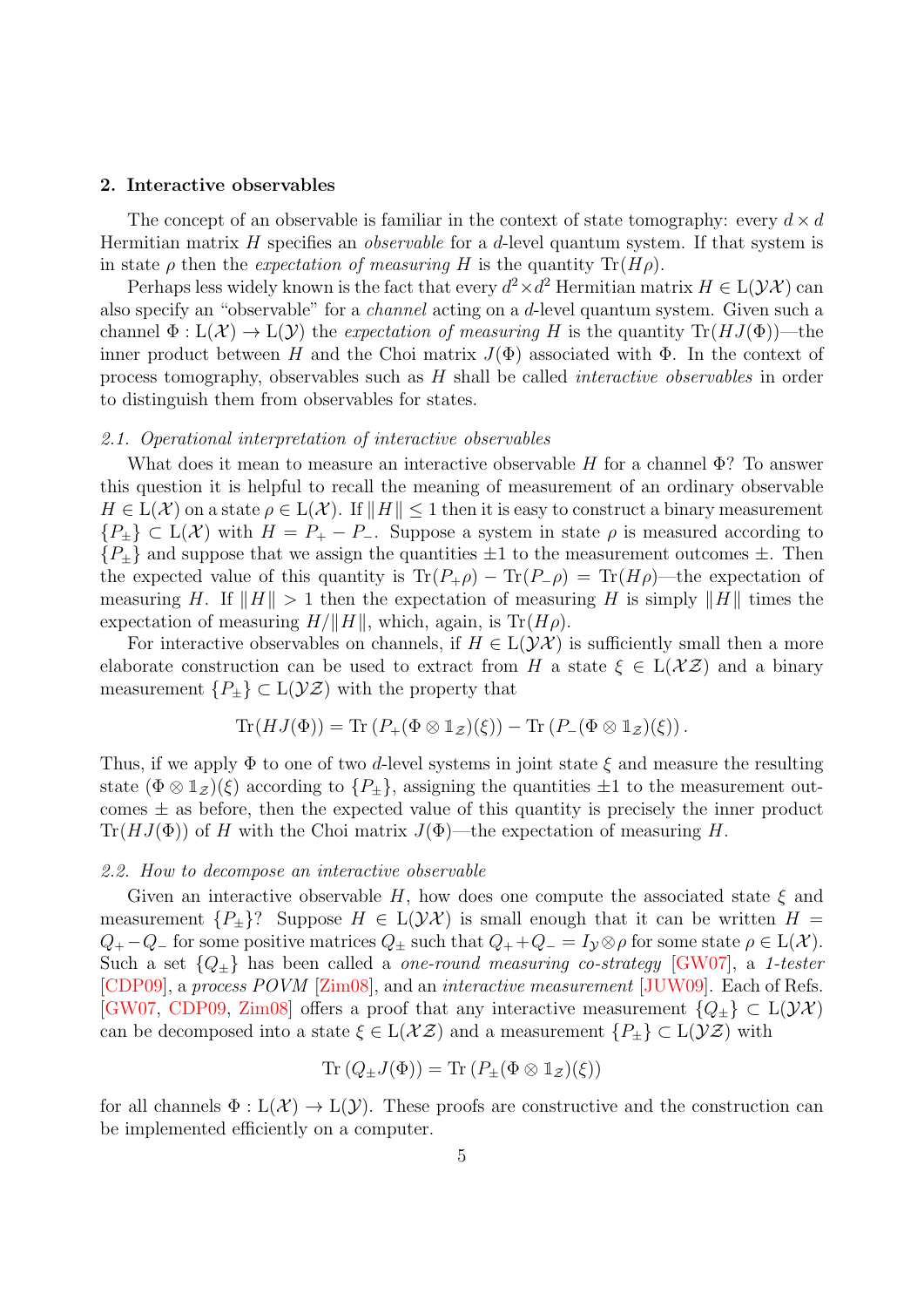## 2. Interactive observables

The concept of an observable is familiar in the context of state tomography: every $d \times d$ Hermitian matrix $H$ specifies an *observable* for a $d$-level quantum system. If that system is in state $\rho$ then the *expectation of measuring* $H$ is the quantity $\mathrm{Tr}(H\rho)$.

Perhaps less widely known is the fact that every $d^2 \times d^2$ Hermitian matrix $H \in \mathrm{L}(\mathcal{YX})$ can also specify an "observable" for a *channel* acting on a $d$-level quantum system. Given such a channel $\Phi : \mathrm{L}(\mathcal{X}) \to \mathrm{L}(\mathcal{Y})$ the *expectation of measuring* $H$ is the quantity $\mathrm{Tr}(HJ(\Phi))$—the inner product between $H$ and the Choi matrix $J(\Phi)$ associated with $\Phi$. In the context of process tomography, observables such as $H$ shall be called *interactive observables* in order to distinguish them from observables for states.

### *2.1. Operational interpretation of interactive observables*

What does it mean to measure an interactive observable $H$ for a channel $\Phi$? To answer this question it is helpful to recall the meaning of measurement of an ordinary observable $H \in \mathrm{L}(\mathcal{X})$ on a state $\rho \in \mathrm{L}(\mathcal{X})$. If $\|H\| \leq 1$ then it is easy to construct a binary measurement $\{P_\pm\} \subset \mathrm{L}(\mathcal{X})$ with $H = P_+ - P_-$. Suppose a system in state $\rho$ is measured according to $\{P_\pm\}$ and suppose that we assign the quantities $\pm 1$ to the measurement outcomes $\pm$. Then the expected value of this quantity is $\mathrm{Tr}(P_+\rho) - \mathrm{Tr}(P_-\rho) = \mathrm{Tr}(H\rho)$—the expectation of measuring $H$. If $\|H\| > 1$ then the expectation of measuring $H$ is simply $\|H\|$ times the expectation of measuring $H/\|H\|$, which, again, is $\mathrm{Tr}(H\rho)$.

For interactive observables on channels, if $H \in \mathrm{L}(\mathcal{YX})$ is sufficiently small then a more elaborate construction can be used to extract from $H$ a state $\xi \in \mathrm{L}(\mathcal{XZ})$ and a binary measurement $\{P_\pm\} \subset \mathrm{L}(\mathcal{YZ})$ with the property that

$$\mathrm{Tr}(HJ(\Phi)) = \mathrm{Tr}\left(P_+(\Phi \otimes \mathbb{1}_{\mathcal{Z}})(\xi)\right) - \mathrm{Tr}\left(P_-(\Phi \otimes \mathbb{1}_{\mathcal{Z}})(\xi)\right).$$

Thus, if we apply $\Phi$ to one of two $d$-level systems in joint state $\xi$ and measure the resulting state $(\Phi \otimes \mathbb{1}_{\mathcal{Z}})(\xi)$ according to $\{P_\pm\}$, assigning the quantities $\pm 1$ to the measurement outcomes $\pm$ as before, then the expected value of this quantity is precisely the inner product $\mathrm{Tr}(HJ(\Phi))$ of $H$ with the Choi matrix $J(\Phi)$—the expectation of measuring $H$.

### *2.2. How to decompose an interactive observable*

Given an interactive observable $H$, how does one compute the associated state $\xi$ and measurement $\{P_\pm\}$? Suppose $H \in \mathrm{L}(\mathcal{YX})$ is small enough that it can be written $H = Q_+ - Q_-$ for some positive matrices $Q_\pm$ such that $Q_+ + Q_- = I_{\mathcal{Y}} \otimes \rho$ for some state $\rho \in \mathrm{L}(\mathcal{X})$. Such a set $\{Q_\pm\}$ has been called a *one-round measuring co-strategy* [GW07], a *1-tester* [CDP09], a *process POVM* [Zim08], and an *interactive measurement* [JUW09]. Each of Refs. [GW07, CDP09, Zim08] offers a proof that any interactive measurement $\{Q_\pm\} \subset \mathrm{L}(\mathcal{YX})$ can be decomposed into a state $\xi \in \mathrm{L}(\mathcal{XZ})$ and a measurement $\{P_\pm\} \subset \mathrm{L}(\mathcal{YZ})$ with

$$\mathrm{Tr}\left(Q_\pm J(\Phi)\right) = \mathrm{Tr}\left(P_\pm(\Phi \otimes \mathbb{1}_{\mathcal{Z}})(\xi)\right)$$

for all channels $\Phi : \mathrm{L}(\mathcal{X}) \to \mathrm{L}(\mathcal{Y})$. These proofs are constructive and the construction can be implemented efficiently on a computer.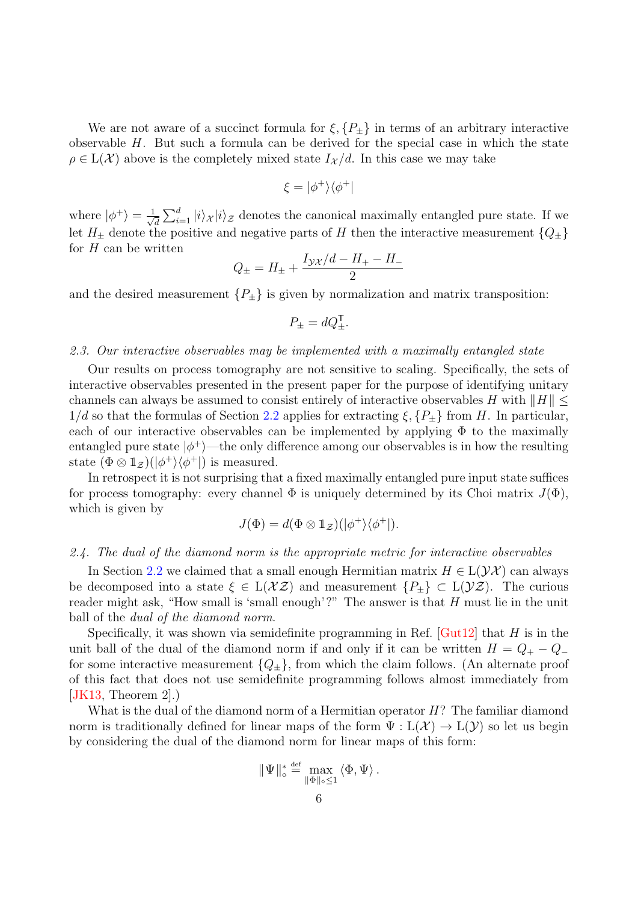We are not aware of a succinct formula for $\xi, \{P_\pm\}$ in terms of an arbitrary interactive observable $H$. But such a formula can be derived for the special case in which the state $\rho \in \mathrm{L}(\mathcal{X})$ above is the completely mixed state $I_\mathcal{X}/d$. In this case we may take

$$\xi = |\phi^+\rangle\langle\phi^+|$$

where $|\phi^+\rangle = \frac{1}{\sqrt{d}}\sum_{i=1}^{d} |i\rangle_\mathcal{X}|i\rangle_\mathcal{Z}$ denotes the canonical maximally entangled pure state. If we let $H_\pm$ denote the positive and negative parts of $H$ then the interactive measurement $\{Q_\pm\}$ for $H$ can be written

$$Q_\pm = H_\pm + \frac{I_{\mathcal{YX}}/d - H_+ - H_-}{2}$$

and the desired measurement $\{P_\pm\}$ is given by normalization and matrix transposition:

$$P_\pm = dQ_\pm^\mathsf{T}.$$

*2.3. Our interactive observables may be implemented with a maximally entangled state*

Our results on process tomography are not sensitive to scaling. Specifically, the sets of interactive observables presented in the present paper for the purpose of identifying unitary channels can always be assumed to consist entirely of interactive observables $H$ with $\|H\| \leq 1/d$ so that the formulas of Section 2.2 applies for extracting $\xi, \{P_\pm\}$ from $H$. In particular, each of our interactive observables can be implemented by applying $\Phi$ to the maximally entangled pure state $|\phi^+\rangle$—the only difference among our observables is in how the resulting state $(\Phi \otimes \mathbb{1}_\mathcal{Z})(|\phi^+\rangle\langle\phi^+|)$ is measured.

In retrospect it is not surprising that a fixed maximally entangled pure input state suffices for process tomography: every channel $\Phi$ is uniquely determined by its Choi matrix $J(\Phi)$, which is given by

$$J(\Phi) = d(\Phi \otimes \mathbb{1}_\mathcal{Z})(|\phi^+\rangle\langle\phi^+|).$$

*2.4. The dual of the diamond norm is the appropriate metric for interactive observables*

In Section 2.2 we claimed that a small enough Hermitian matrix $H \in \mathrm{L}(\mathcal{YX})$ can always be decomposed into a state $\xi \in \mathrm{L}(\mathcal{XZ})$ and measurement $\{P_\pm\} \subset \mathrm{L}(\mathcal{YZ})$. The curious reader might ask, "How small is 'small enough'?" The answer is that $H$ must lie in the unit ball of the *dual of the diamond norm*.

Specifically, it was shown via semidefinite programming in Ref. [Gut12] that $H$ is in the unit ball of the dual of the diamond norm if and only if it can be written $H = Q_+ - Q_-$ for some interactive measurement $\{Q_\pm\}$, from which the claim follows. (An alternate proof of this fact that does not use semidefinite programming follows almost immediately from [JK13, Theorem 2].)

What is the dual of the diamond norm of a Hermitian operator $H$? The familiar diamond norm is traditionally defined for linear maps of the form $\Psi : \mathrm{L}(\mathcal{X}) \to \mathrm{L}(\mathcal{Y})$ so let us begin by considering the dual of the diamond norm for linear maps of this form:

$$\|\Psi\|_\diamond^* \stackrel{\text{def}}{=} \max_{\|\Phi\|_\diamond \leq 1} \langle \Phi, \Psi \rangle.$$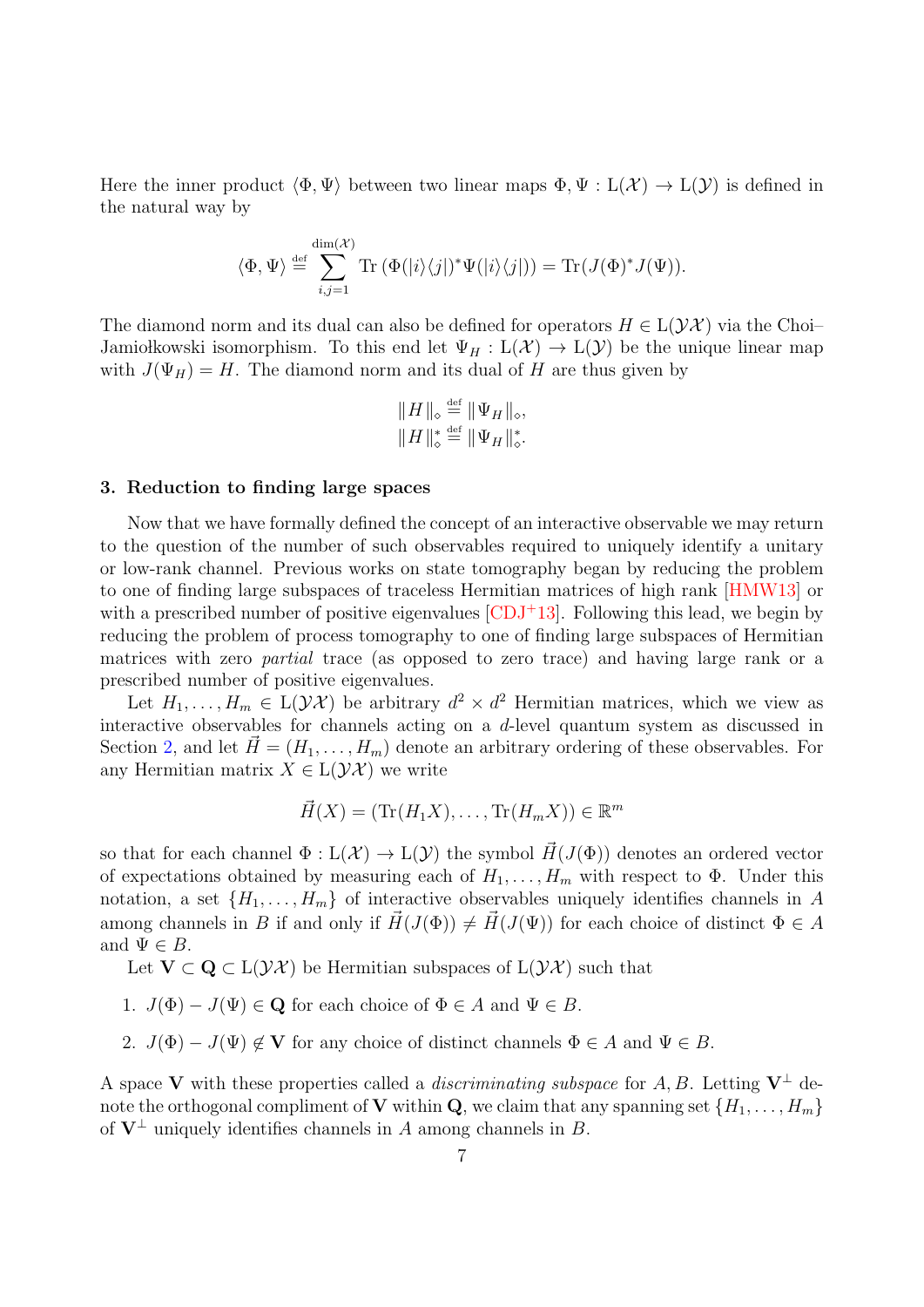Here the inner product $\langle \Phi, \Psi \rangle$ between two linear maps $\Phi, \Psi : \mathrm{L}(\mathcal{X}) \to \mathrm{L}(\mathcal{Y})$ is defined in the natural way by

$$\langle \Phi, \Psi \rangle \stackrel{\text{def}}{=} \sum_{i,j=1}^{\dim(\mathcal{X})} \operatorname{Tr}\left(\Phi(|i\rangle\langle j|)^* \Psi(|i\rangle\langle j|)\right) = \operatorname{Tr}(J(\Phi)^* J(\Psi)).$$

The diamond norm and its dual can also be defined for operators $H \in \mathrm{L}(\mathcal{Y}\mathcal{X})$ via the Choi–Jamiołkowski isomorphism. To this end let $\Psi_H : \mathrm{L}(\mathcal{X}) \to \mathrm{L}(\mathcal{Y})$ be the unique linear map with $J(\Psi_H) = H$. The diamond norm and its dual of $H$ are thus given by

$$\|H\|_\diamond \stackrel{\text{def}}{=} \|\Psi_H\|_\diamond,$$
$$\|H\|_\diamond^* \stackrel{\text{def}}{=} \|\Psi_H\|_\diamond^*.$$

## 3. Reduction to finding large spaces

Now that we have formally defined the concept of an interactive observable we may return to the question of the number of such observables required to uniquely identify a unitary or low-rank channel. Previous works on state tomography began by reducing the problem to one of finding large subspaces of traceless Hermitian matrices of high rank [HMW13] or with a prescribed number of positive eigenvalues [CDJ+13]. Following this lead, we begin by reducing the problem of process tomography to one of finding large subspaces of Hermitian matrices with zero *partial* trace (as opposed to zero trace) and having large rank or a prescribed number of positive eigenvalues.

Let $H_1, \dots, H_m \in \mathrm{L}(\mathcal{Y}\mathcal{X})$ be arbitrary $d^2 \times d^2$ Hermitian matrices, which we view as interactive observables for channels acting on a $d$-level quantum system as discussed in Section 2, and let $\vec{H} = (H_1, \dots, H_m)$ denote an arbitrary ordering of these observables. For any Hermitian matrix $X \in \mathrm{L}(\mathcal{Y}\mathcal{X})$ we write

$$\vec{H}(X) = (\operatorname{Tr}(H_1 X), \dots, \operatorname{Tr}(H_m X)) \in \mathbb{R}^m$$

so that for each channel $\Phi : \mathrm{L}(\mathcal{X}) \to \mathrm{L}(\mathcal{Y})$ the symbol $\vec{H}(J(\Phi))$ denotes an ordered vector of expectations obtained by measuring each of $H_1, \dots, H_m$ with respect to $\Phi$. Under this notation, a set $\{H_1, \dots, H_m\}$ of interactive observables uniquely identifies channels in $A$ among channels in $B$ if and only if $\vec{H}(J(\Phi)) \neq \vec{H}(J(\Psi))$ for each choice of distinct $\Phi \in A$ and $\Psi \in B$.

Let $\mathbf{V} \subset \mathbf{Q} \subset \mathrm{L}(\mathcal{Y}\mathcal{X})$ be Hermitian subspaces of $\mathrm{L}(\mathcal{Y}\mathcal{X})$ such that

1. $J(\Phi) - J(\Psi) \in \mathbf{Q}$ for each choice of $\Phi \in A$ and $\Psi \in B$.
2. $J(\Phi) - J(\Psi) \notin \mathbf{V}$ for any choice of distinct channels $\Phi \in A$ and $\Psi \in B$.

A space $\mathbf{V}$ with these properties called a *discriminating subspace* for $A, B$. Letting $\mathbf{V}^\perp$ denote the orthogonal compliment of $\mathbf{V}$ within $\mathbf{Q}$, we claim that any spanning set $\{H_1, \dots, H_m\}$ of $\mathbf{V}^\perp$ uniquely identifies channels in $A$ among channels in $B$.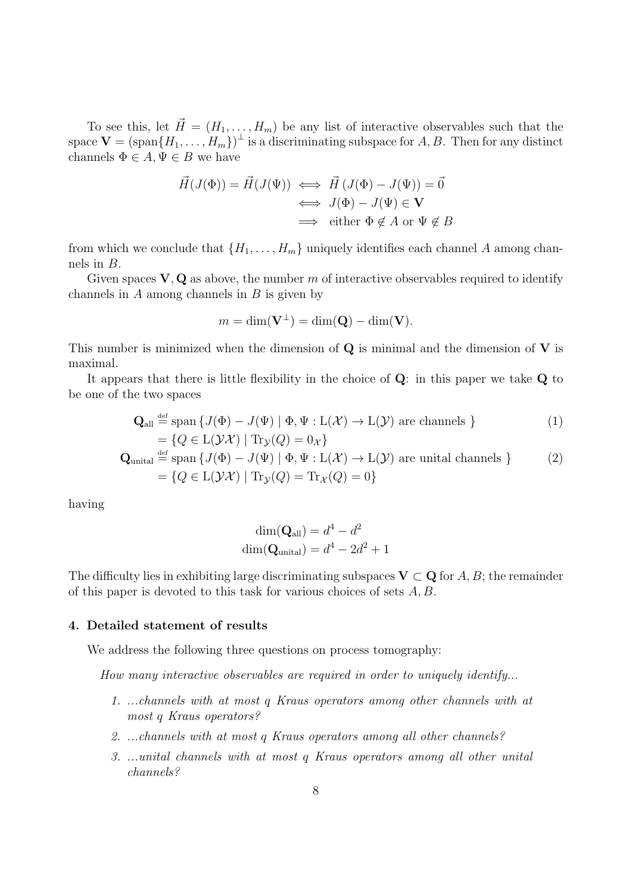To see this, let $\vec{H} = (H_1, \ldots, H_m)$ be any list of interactive observables such that the space $\mathbf{V} = (\operatorname{span}\{H_1, \ldots, H_m\})^\perp$ is a discriminating subspace for $A, B$. Then for any distinct channels $\Phi \in A, \Psi \in B$ we have

$$\begin{aligned}
\vec{H}(J(\Phi)) = \vec{H}(J(\Psi)) &\iff \vec{H}\left(J(\Phi) - J(\Psi)\right) = \vec{0} \\
&\iff J(\Phi) - J(\Psi) \in \mathbf{V} \\
&\implies \text{ either } \Phi \notin A \text{ or } \Psi \notin B
\end{aligned}$$

from which we conclude that $\{H_1, \ldots, H_m\}$ uniquely identifies each channel $A$ among channels in $B$.

Given spaces $\mathbf{V}, \mathbf{Q}$ as above, the number $m$ of interactive observables required to identify channels in $A$ among channels in $B$ is given by

$$m = \dim(\mathbf{V}^\perp) = \dim(\mathbf{Q}) - \dim(\mathbf{V}).$$

This number is minimized when the dimension of $\mathbf{Q}$ is minimal and the dimension of $\mathbf{V}$ is maximal.

It appears that there is little flexibility in the choice of $\mathbf{Q}$: in this paper we take $\mathbf{Q}$ to be one of the two spaces

$$\begin{aligned}
\mathbf{Q}_{\text{all}} &\stackrel{\text{def}}{=} \operatorname{span}\left\{J(\Phi) - J(\Psi) \mid \Phi, \Psi : \mathrm{L}(\mathcal{X}) \to \mathrm{L}(\mathcal{Y}) \text{ are channels } \right\} \qquad (1) \\
&= \left\{Q \in \mathrm{L}(\mathcal{YX}) \mid \operatorname{Tr}_{\mathcal{Y}}(Q) = 0_{\mathcal{X}}\right\} \\
\mathbf{Q}_{\text{unital}} &\stackrel{\text{def}}{=} \operatorname{span}\left\{J(\Phi) - J(\Psi) \mid \Phi, \Psi : \mathrm{L}(\mathcal{X}) \to \mathrm{L}(\mathcal{Y}) \text{ are unital channels } \right\} \qquad (2) \\
&= \left\{Q \in \mathrm{L}(\mathcal{YX}) \mid \operatorname{Tr}_{\mathcal{Y}}(Q) = \operatorname{Tr}_{\mathcal{X}}(Q) = 0\right\}
\end{aligned}$$

having

$$\begin{aligned}
\dim(\mathbf{Q}_{\text{all}}) &= d^4 - d^2 \\
\dim(\mathbf{Q}_{\text{unital}}) &= d^4 - 2d^2 + 1
\end{aligned}$$

The difficulty lies in exhibiting large discriminating subspaces $\mathbf{V} \subset \mathbf{Q}$ for $A, B$; the remainder of this paper is devoted to this task for various choices of sets $A, B$.

## 4. Detailed statement of results

We address the following three questions on process tomography:

*How many interactive observables are required in order to uniquely identify...*

1. *...channels with at most $q$ Kraus operators among other channels with at most $q$ Kraus operators?*
2. *...channels with at most $q$ Kraus operators among all other channels?*
3. *...unital channels with at most $q$ Kraus operators among all other unital channels?*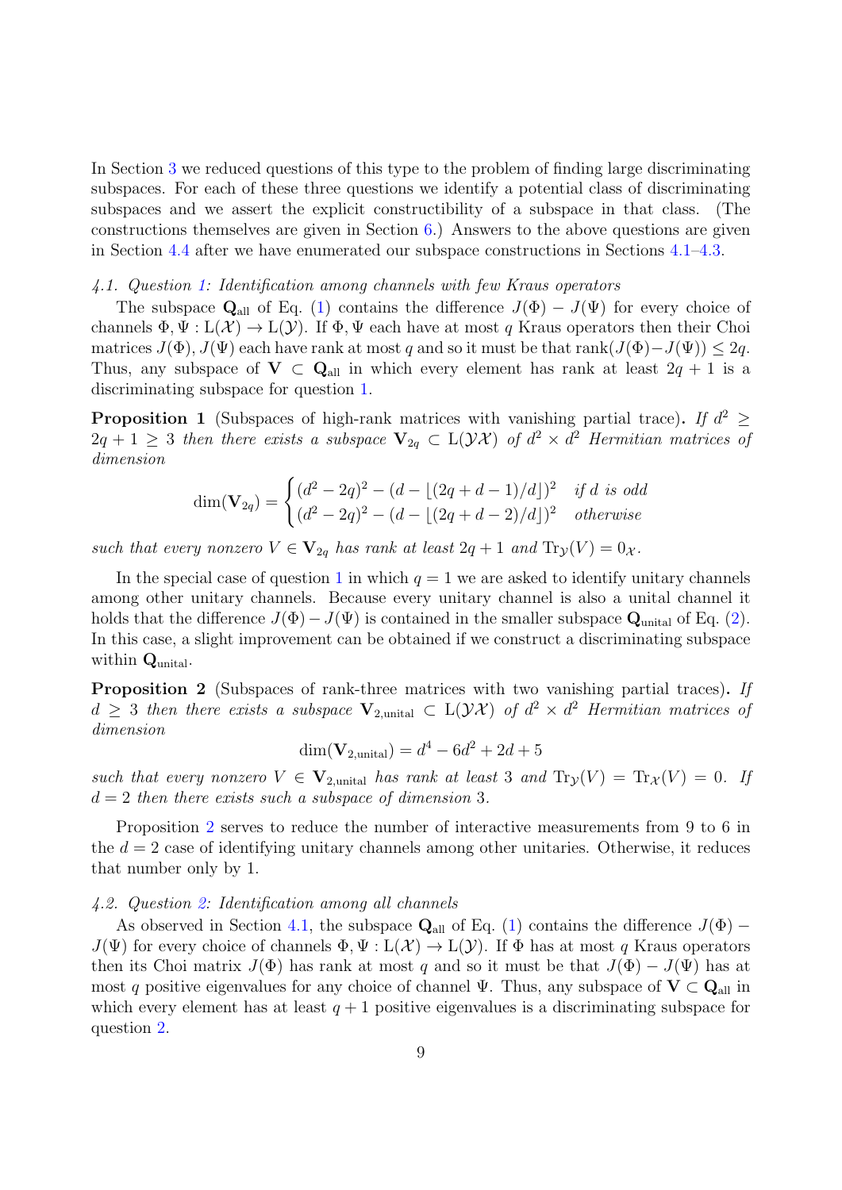In Section 3 we reduced questions of this type to the problem of finding large discriminating subspaces. For each of these three questions we identify a potential class of discriminating subspaces and we assert the explicit constructibility of a subspace in that class. (The constructions themselves are given in Section 6.) Answers to the above questions are given in Section 4.4 after we have enumerated our subspace constructions in Sections 4.1–4.3.

### 4.1. Question 1: Identification among channels with few Kraus operators

The subspace $\mathbf{Q}_{\text{all}}$ of Eq. (1) contains the difference $J(\Phi) - J(\Psi)$ for every choice of channels $\Phi, \Psi : \mathrm{L}(\mathcal{X}) \to \mathrm{L}(\mathcal{Y})$. If $\Phi, \Psi$ each have at most $q$ Kraus operators then their Choi matrices $J(\Phi), J(\Psi)$ each have rank at most $q$ and so it must be that $\operatorname{rank}(J(\Phi) - J(\Psi)) \le 2q$. Thus, any subspace of $\mathbf{V} \subset \mathbf{Q}_{\text{all}}$ in which every element has rank at least $2q+1$ is a discriminating subspace for question 1.

**Proposition 1** (Subspaces of high-rank matrices with vanishing partial trace). *If $d^2 \ge 2q+1 \ge 3$ then there exists a subspace $\mathbf{V}_{2q} \subset \mathrm{L}(\mathcal{YX})$ of $d^2 \times d^2$ Hermitian matrices of dimension*

$$\dim(\mathbf{V}_{2q}) = \begin{cases} (d^2 - 2q)^2 - (d - \lfloor (2q + d - 1)/d \rfloor)^2 & \text{if } d \text{ is odd} \\ (d^2 - 2q)^2 - (d - \lfloor (2q + d - 2)/d \rfloor)^2 & \text{otherwise} \end{cases}$$

*such that every nonzero $V \in \mathbf{V}_{2q}$ has rank at least $2q+1$ and $\operatorname{Tr}_{\mathcal{Y}}(V) = 0_{\mathcal{X}}$.*

In the special case of question 1 in which $q = 1$ we are asked to identify unitary channels among other unitary channels. Because every unitary channel is also a unital channel it holds that the difference $J(\Phi) - J(\Psi)$ is contained in the smaller subspace $\mathbf{Q}_{\text{unital}}$ of Eq. (2). In this case, a slight improvement can be obtained if we construct a discriminating subspace within $\mathbf{Q}_{\text{unital}}$.

**Proposition 2** (Subspaces of rank-three matrices with two vanishing partial traces). *If $d \ge 3$ then there exists a subspace $\mathbf{V}_{2,\text{unital}} \subset \mathrm{L}(\mathcal{YX})$ of $d^2 \times d^2$ Hermitian matrices of dimension*

$$\dim(\mathbf{V}_{2,\text{unital}}) = d^4 - 6d^2 + 2d + 5$$

*such that every nonzero $V \in \mathbf{V}_{2,\text{unital}}$ has rank at least 3 and $\operatorname{Tr}_{\mathcal{Y}}(V) = \operatorname{Tr}_{\mathcal{X}}(V) = 0$. If $d = 2$ then there exists such a subspace of dimension 3.*

Proposition 2 serves to reduce the number of interactive measurements from 9 to 6 in the $d = 2$ case of identifying unitary channels among other unitaries. Otherwise, it reduces that number only by 1.

### 4.2. Question 2: Identification among all channels

As observed in Section 4.1, the subspace $\mathbf{Q}_{\text{all}}$ of Eq. (1) contains the difference $J(\Phi) - J(\Psi)$ for every choice of channels $\Phi, \Psi : \mathrm{L}(\mathcal{X}) \to \mathrm{L}(\mathcal{Y})$. If $\Phi$ has at most $q$ Kraus operators then its Choi matrix $J(\Phi)$ has rank at most $q$ and so it must be that $J(\Phi) - J(\Psi)$ has at most $q$ positive eigenvalues for any choice of channel $\Psi$. Thus, any subspace of $\mathbf{V} \subset \mathbf{Q}_{\text{all}}$ in which every element has at least $q+1$ positive eigenvalues is a discriminating subspace for question 2.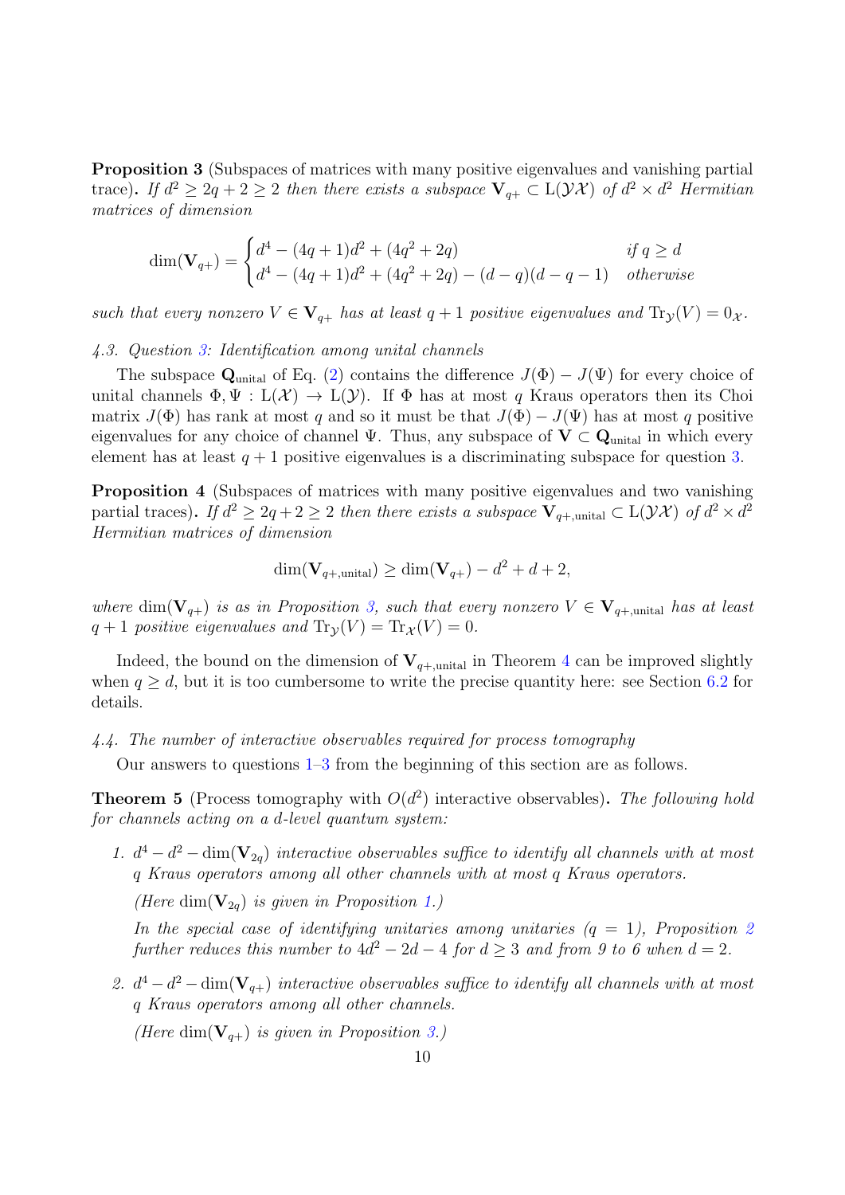**Proposition 3** (Subspaces of matrices with many positive eigenvalues and vanishing partial trace)**.** *If $d^2 \geq 2q+2 \geq 2$ then there exists a subspace $\mathbf{V}_{q+} \subset \mathrm{L}(\mathcal{YX})$ of $d^2 \times d^2$ Hermitian matrices of dimension*

$$\dim(\mathbf{V}_{q+}) = \begin{cases} d^4 - (4q+1)d^2 + (4q^2+2q) & \text{if } q \geq d \\ d^4 - (4q+1)d^2 + (4q^2+2q) - (d-q)(d-q-1) & \text{otherwise} \end{cases}$$

*such that every nonzero $V \in \mathbf{V}_{q+}$ has at least $q+1$ positive eigenvalues and $\mathrm{Tr}_{\mathcal{Y}}(V) = 0_{\mathcal{X}}$.*

*4.3. Question 3: Identification among unital channels*

The subspace $\mathbf{Q}_{\text{unital}}$ of Eq. (2) contains the difference $J(\Phi) - J(\Psi)$ for every choice of unital channels $\Phi, \Psi : \mathrm{L}(\mathcal{X}) \to \mathrm{L}(\mathcal{Y})$. If $\Phi$ has at most $q$ Kraus operators then its Choi matrix $J(\Phi)$ has rank at most $q$ and so it must be that $J(\Phi) - J(\Psi)$ has at most $q$ positive eigenvalues for any choice of channel $\Psi$. Thus, any subspace of $\mathbf{V} \subset \mathbf{Q}_{\text{unital}}$ in which every element has at least $q+1$ positive eigenvalues is a discriminating subspace for question 3.

**Proposition 4** (Subspaces of matrices with many positive eigenvalues and two vanishing partial traces)**.** *If $d^2 \geq 2q+2 \geq 2$ then there exists a subspace $\mathbf{V}_{q+,\text{unital}} \subset \mathrm{L}(\mathcal{YX})$ of $d^2 \times d^2$ Hermitian matrices of dimension*

$$\dim(\mathbf{V}_{q+,\text{unital}}) \geq \dim(\mathbf{V}_{q+}) - d^2 + d + 2,$$

*where $\dim(\mathbf{V}_{q+})$ is as in Proposition 3, such that every nonzero $V \in \mathbf{V}_{q+,\text{unital}}$ has at least $q+1$ positive eigenvalues and $\mathrm{Tr}_{\mathcal{Y}}(V) = \mathrm{Tr}_{\mathcal{X}}(V) = 0$.*

Indeed, the bound on the dimension of $\mathbf{V}_{q+,\text{unital}}$ in Theorem 4 can be improved slightly when $q \geq d$, but it is too cumbersome to write the precise quantity here: see Section 6.2 for details.

*4.4. The number of interactive observables required for process tomography*

Our answers to questions 1–3 from the beginning of this section are as follows.

**Theorem 5** (Process tomography with $O(d^2)$ interactive observables)**.** *The following hold for channels acting on a d-level quantum system:*

1. *$d^4 - d^2 - \dim(\mathbf{V}_{2q})$ interactive observables suffice to identify all channels with at most $q$ Kraus operators among all other channels with at most $q$ Kraus operators.*

   *(Here $\dim(\mathbf{V}_{2q})$ is given in Proposition 1.)*

   *In the special case of identifying unitaries among unitaries ($q = 1$), Proposition 2 further reduces this number to $4d^2 - 2d - 4$ for $d \geq 3$ and from 9 to 6 when $d = 2$.*

2. *$d^4 - d^2 - \dim(\mathbf{V}_{q+})$ interactive observables suffice to identify all channels with at most $q$ Kraus operators among all other channels.*

   *(Here $\dim(\mathbf{V}_{q+})$ is given in Proposition 3.)*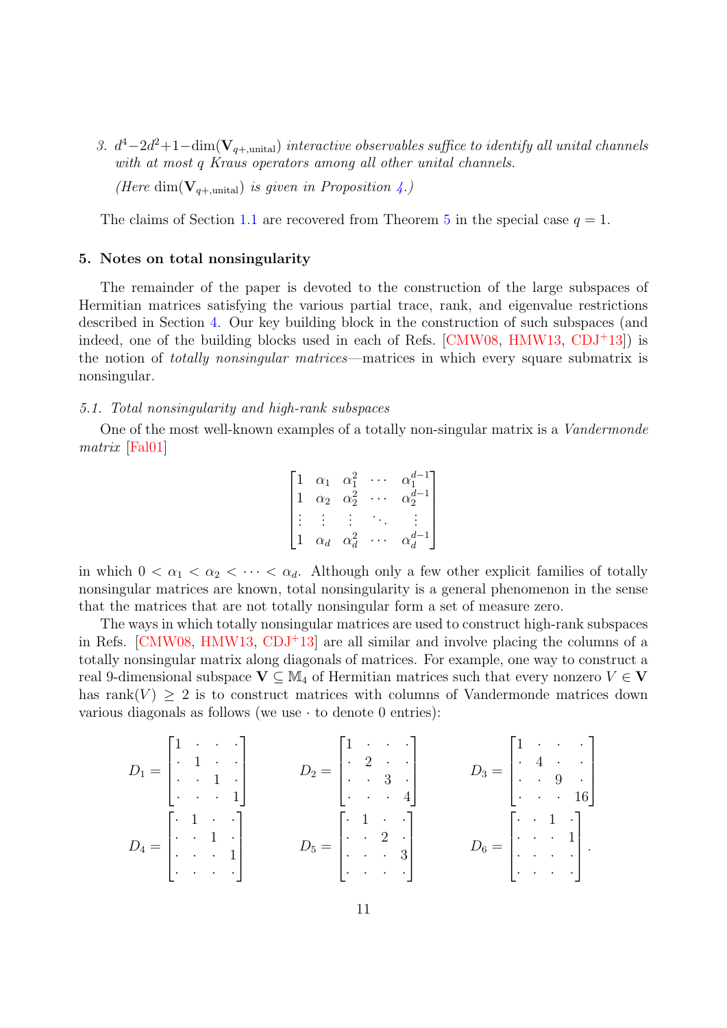3. $d^4 - 2d^2 + 1 - \dim(\mathbf{V}_{q+,\text{unital}})$ *interactive observables suffice to identify all unital channels with at most $q$ Kraus operators among all other unital channels.*

   *(Here $\dim(\mathbf{V}_{q+,\text{unital}})$ is given in Proposition 4.)*

The claims of Section 1.1 are recovered from Theorem 5 in the special case $q = 1$.

## 5. Notes on total nonsingularity

The remainder of the paper is devoted to the construction of the large subspaces of Hermitian matrices satisfying the various partial trace, rank, and eigenvalue restrictions described in Section 4. Our key building block in the construction of such subspaces (and indeed, one of the building blocks used in each of Refs. [CMW08, HMW13, CDJ+13]) is the notion of *totally nonsingular matrices*—matrices in which every square submatrix is nonsingular.

### 5.1. Total nonsingularity and high-rank subspaces

One of the most well-known examples of a totally non-singular matrix is a *Vandermonde matrix* [Fal01]

$$\begin{bmatrix} 1 & \alpha_1 & \alpha_1^2 & \cdots & \alpha_1^{d-1} \\ 1 & \alpha_2 & \alpha_2^2 & \cdots & \alpha_2^{d-1} \\ \vdots & \vdots & \vdots & \ddots & \vdots \\ 1 & \alpha_d & \alpha_d^2 & \cdots & \alpha_d^{d-1} \end{bmatrix}$$

in which $0 < \alpha_1 < \alpha_2 < \cdots < \alpha_d$. Although only a few other explicit families of totally nonsingular matrices are known, total nonsingularity is a general phenomenon in the sense that the matrices that are not totally nonsingular form a set of measure zero.

The ways in which totally nonsingular matrices are used to construct high-rank subspaces in Refs. [CMW08, HMW13, CDJ+13] are all similar and involve placing the columns of a totally nonsingular matrix along diagonals of matrices. For example, one way to construct a real 9-dimensional subspace $\mathbf{V} \subseteq \mathbb{M}_4$ of Hermitian matrices such that every nonzero $V \in \mathbf{V}$ has $\text{rank}(V) \geq 2$ is to construct matrices with columns of Vandermonde matrices down various diagonals as follows (we use $\cdot$ to denote 0 entries):

$$D_1 = \begin{bmatrix} 1 & \cdot & \cdot & \cdot \\ \cdot & 1 & \cdot & \cdot \\ \cdot & \cdot & 1 & \cdot \\ \cdot & \cdot & \cdot & 1 \end{bmatrix} \qquad D_2 = \begin{bmatrix} 1 & \cdot & \cdot & \cdot \\ \cdot & 2 & \cdot & \cdot \\ \cdot & \cdot & 3 & \cdot \\ \cdot & \cdot & \cdot & 4 \end{bmatrix} \qquad D_3 = \begin{bmatrix} 1 & \cdot & \cdot & \cdot \\ \cdot & 4 & \cdot & \cdot \\ \cdot & \cdot & 9 & \cdot \\ \cdot & \cdot & \cdot & 16 \end{bmatrix}$$

$$D_4 = \begin{bmatrix} \cdot & 1 & \cdot & \cdot \\ \cdot & \cdot & 1 & \cdot \\ \cdot & \cdot & \cdot & 1 \\ \cdot & \cdot & \cdot & \cdot \end{bmatrix} \qquad D_5 = \begin{bmatrix} \cdot & 1 & \cdot & \cdot \\ \cdot & \cdot & 2 & \cdot \\ \cdot & \cdot & \cdot & 3 \\ \cdot & \cdot & \cdot & \cdot \end{bmatrix} \qquad D_6 = \begin{bmatrix} \cdot & \cdot & 1 & \cdot \\ \cdot & \cdot & \cdot & 1 \\ \cdot & \cdot & \cdot & \cdot \\ \cdot & \cdot & \cdot & \cdot \end{bmatrix}.$$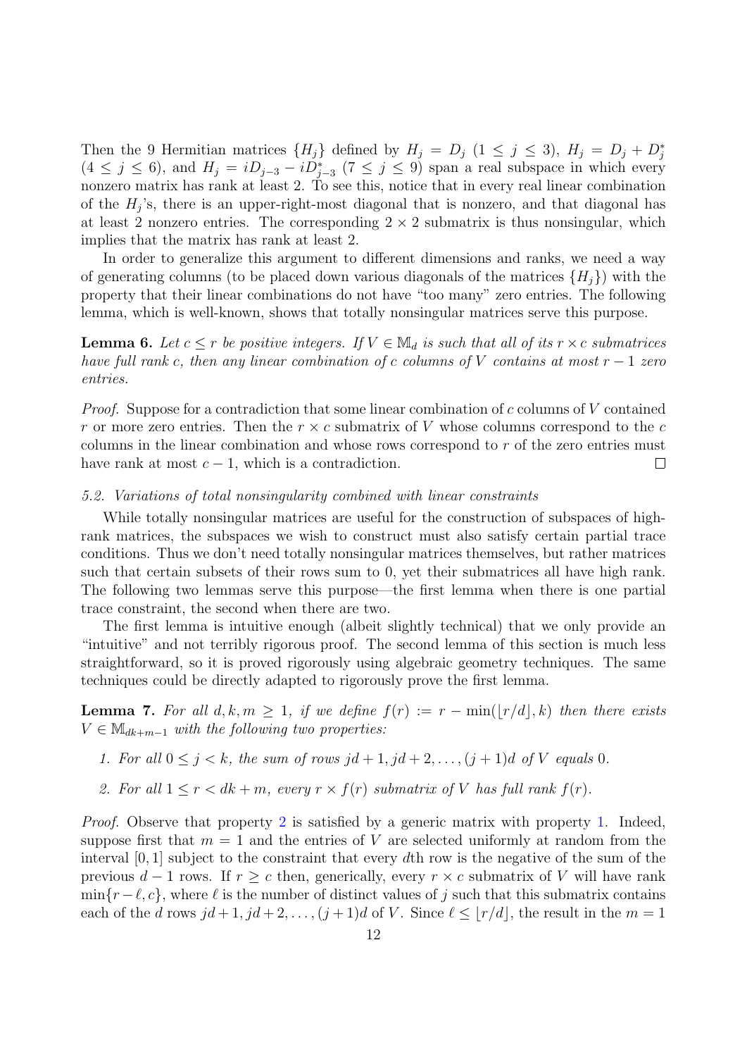Then the 9 Hermitian matrices $\{H_j\}$ defined by $H_j = D_j$ $(1 \leq j \leq 3)$, $H_j = D_j + D_j^*$ $(4 \leq j \leq 6)$, and $H_j = iD_{j-3} - iD_{j-3}^*$ $(7 \leq j \leq 9)$ span a real subspace in which every nonzero matrix has rank at least 2. To see this, notice that in every real linear combination of the $H_j$'s, there is an upper-right-most diagonal that is nonzero, and that diagonal has at least 2 nonzero entries. The corresponding $2 \times 2$ submatrix is thus nonsingular, which implies that the matrix has rank at least 2.

In order to generalize this argument to different dimensions and ranks, we need a way of generating columns (to be placed down various diagonals of the matrices $\{H_j\}$) with the property that their linear combinations do not have "too many" zero entries. The following lemma, which is well-known, shows that totally nonsingular matrices serve this purpose.

**Lemma 6.** *Let $c \leq r$ be positive integers. If $V \in \mathbb{M}_d$ is such that all of its $r \times c$ submatrices have full rank $c$, then any linear combination of $c$ columns of $V$ contains at most $r - 1$ zero entries.*

*Proof.* Suppose for a contradiction that some linear combination of $c$ columns of $V$ contained $r$ or more zero entries. Then the $r \times c$ submatrix of $V$ whose columns correspond to the $c$ columns in the linear combination and whose rows correspond to $r$ of the zero entries must have rank at most $c - 1$, which is a contradiction. □

### 5.2. Variations of total nonsingularity combined with linear constraints

While totally nonsingular matrices are useful for the construction of subspaces of high-rank matrices, the subspaces we wish to construct must also satisfy certain partial trace conditions. Thus we don't need totally nonsingular matrices themselves, but rather matrices such that certain subsets of their rows sum to 0, yet their submatrices all have high rank. The following two lemmas serve this purpose—the first lemma when there is one partial trace constraint, the second when there are two.

The first lemma is intuitive enough (albeit slightly technical) that we only provide an "intuitive" and not terribly rigorous proof. The second lemma of this section is much less straightforward, so it is proved rigorously using algebraic geometry techniques. The same techniques could be directly adapted to rigorously prove the first lemma.

**Lemma 7.** *For all $d, k, m \geq 1$, if we define $f(r) := r - \min(\lfloor r/d \rfloor, k)$ then there exists $V \in \mathbb{M}_{dk+m-1}$ with the following two properties:*

1. *For all $0 \leq j < k$, the sum of rows $jd + 1, jd + 2, \ldots, (j + 1)d$ of $V$ equals 0.*
2. *For all $1 \leq r < dk + m$, every $r \times f(r)$ submatrix of $V$ has full rank $f(r)$.*

*Proof.* Observe that property 2 is satisfied by a generic matrix with property 1. Indeed, suppose first that $m = 1$ and the entries of $V$ are selected uniformly at random from the interval $[0, 1]$ subject to the constraint that every $d$th row is the negative of the sum of the previous $d - 1$ rows. If $r \geq c$ then, generically, every $r \times c$ submatrix of $V$ will have rank $\min\{r - \ell, c\}$, where $\ell$ is the number of distinct values of $j$ such that this submatrix contains each of the $d$ rows $jd + 1, jd + 2, \ldots, (j + 1)d$ of $V$. Since $\ell \leq \lfloor r/d \rfloor$, the result in the $m = 1$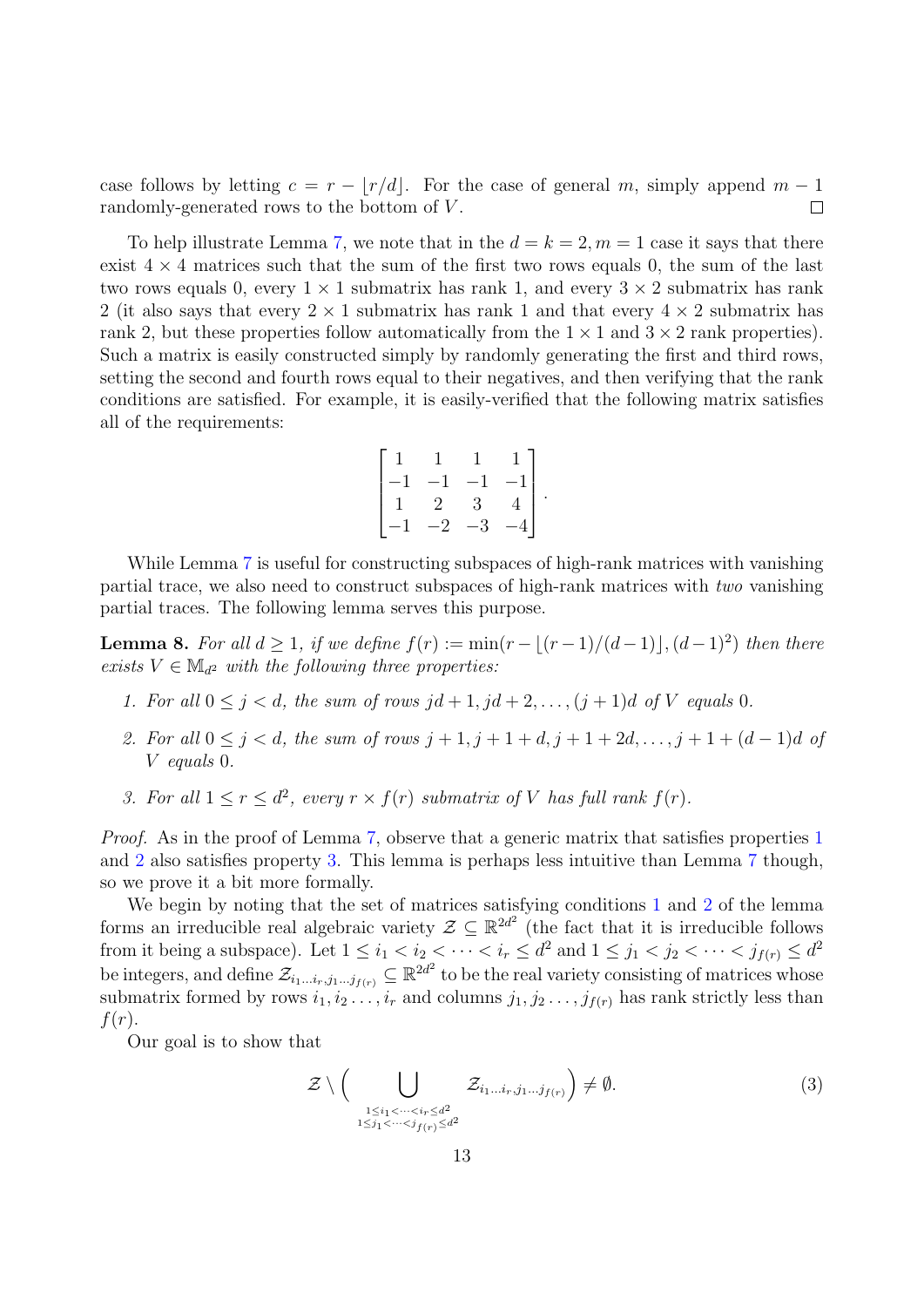case follows by letting $c = r - \lfloor r/d \rfloor$. For the case of general $m$, simply append $m-1$ randomly-generated rows to the bottom of $V$. $\square$

To help illustrate Lemma 7, we note that in the $d = k = 2, m = 1$ case it says that there exist $4 \times 4$ matrices such that the sum of the first two rows equals 0, the sum of the last two rows equals 0, every $1 \times 1$ submatrix has rank 1, and every $3 \times 2$ submatrix has rank 2 (it also says that every $2 \times 1$ submatrix has rank 1 and that every $4 \times 2$ submatrix has rank 2, but these properties follow automatically from the $1 \times 1$ and $3 \times 2$ rank properties). Such a matrix is easily constructed simply by randomly generating the first and third rows, setting the second and fourth rows equal to their negatives, and then verifying that the rank conditions are satisfied. For example, it is easily-verified that the following matrix satisfies all of the requirements:

$$\begin{bmatrix} 1 & 1 & 1 & 1 \\ -1 & -1 & -1 & -1 \\ 1 & 2 & 3 & 4 \\ -1 & -2 & -3 & -4 \end{bmatrix}.$$

While Lemma 7 is useful for constructing subspaces of high-rank matrices with vanishing partial trace, we also need to construct subspaces of high-rank matrices with *two* vanishing partial traces. The following lemma serves this purpose.

**Lemma 8.** *For all $d \geq 1$, if we define $f(r) := \min(r - \lfloor (r-1)/(d-1) \rfloor, (d-1)^2)$ then there exists $V \in \mathbb{M}_{d^2}$ with the following three properties:*

1. *For all $0 \leq j < d$, the sum of rows $jd+1, jd+2, \ldots, (j+1)d$ of $V$ equals 0.*
2. *For all $0 \leq j < d$, the sum of rows $j+1, j+1+d, j+1+2d, \ldots, j+1+(d-1)d$ of $V$ equals 0.*
3. *For all $1 \leq r \leq d^2$, every $r \times f(r)$ submatrix of $V$ has full rank $f(r)$.*

*Proof.* As in the proof of Lemma 7, observe that a generic matrix that satisfies properties 1 and 2 also satisfies property 3. This lemma is perhaps less intuitive than Lemma 7 though, so we prove it a bit more formally.

We begin by noting that the set of matrices satisfying conditions 1 and 2 of the lemma forms an irreducible real algebraic variety $\mathcal{Z} \subseteq \mathbb{R}^{2d^2}$ (the fact that it is irreducible follows from it being a subspace). Let $1 \leq i_1 < i_2 < \cdots < i_r \leq d^2$ and $1 \leq j_1 < j_2 < \cdots < j_{f(r)} \leq d^2$ be integers, and define $\mathcal{Z}_{i_1 \ldots i_r, j_1 \ldots j_{f(r)}} \subseteq \mathbb{R}^{2d^2}$ to be the real variety consisting of matrices whose submatrix formed by rows $i_1, i_2 \ldots, i_r$ and columns $j_1, j_2 \ldots, j_{f(r)}$ has rank strictly less than $f(r)$.

Our goal is to show that

$$\mathcal{Z} \setminus \Big( \bigcup_{\substack{1 \leq i_1 < \cdots < i_r \leq d^2 \\ 1 \leq j_1 < \cdots < j_{f(r)} \leq d^2}} \mathcal{Z}_{i_1 \ldots i_r, j_1 \ldots j_{f(r)}} \Big) \neq \emptyset. \tag{3}$$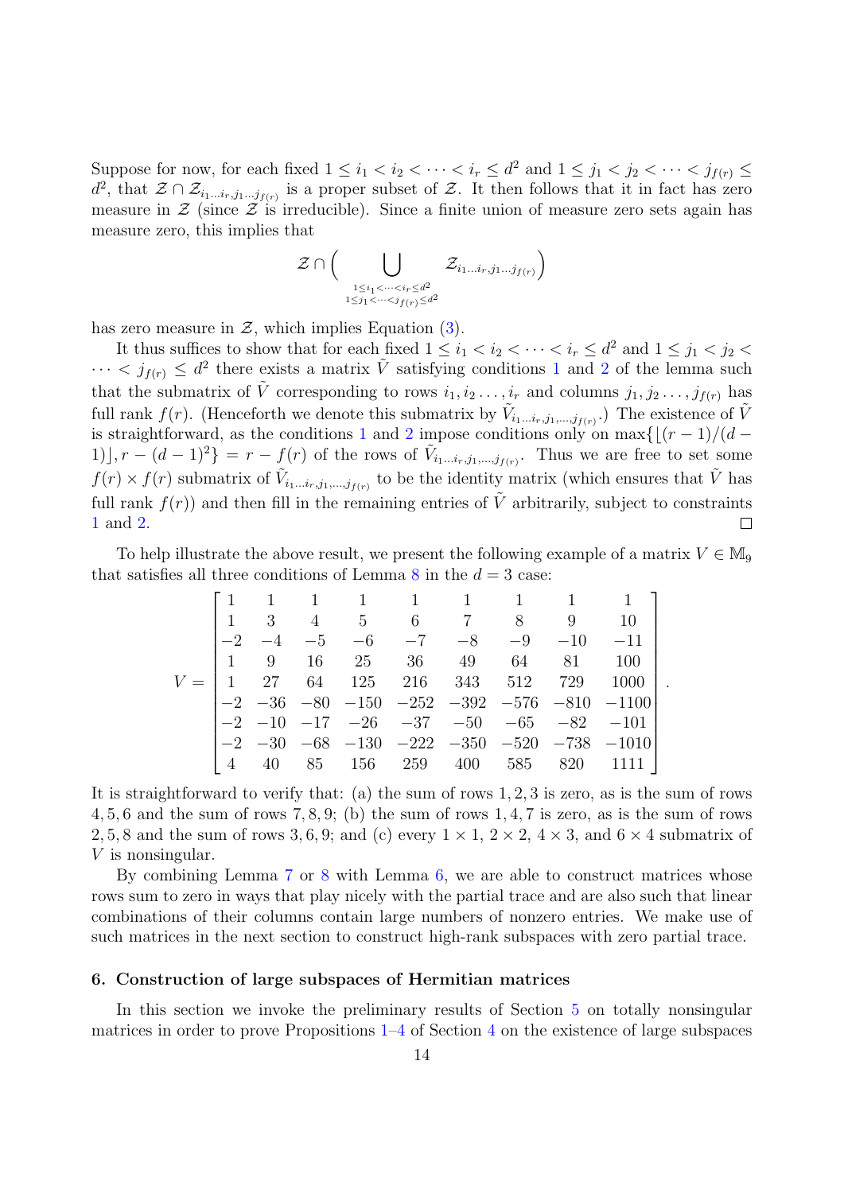Suppose for now, for each fixed $1 \leq i_1 < i_2 < \cdots < i_r \leq d^2$ and $1 \leq j_1 < j_2 < \cdots < j_{f(r)} \leq d^2$, that $\mathcal{Z} \cap \mathcal{Z}_{i_1 \ldots i_r, j_1 \ldots j_{f(r)}}$ is a proper subset of $\mathcal{Z}$. It then follows that it in fact has zero measure in $\mathcal{Z}$ (since $\mathcal{Z}$ is irreducible). Since a finite union of measure zero sets again has measure zero, this implies that

$$\mathcal{Z} \cap \Big( \bigcup_{\substack{1 \leq i_1 < \cdots < i_r \leq d^2 \\ 1 \leq j_1 < \cdots < j_{f(r)} \leq d^2}} \mathcal{Z}_{i_1 \ldots i_r, j_1 \ldots j_{f(r)}} \Big)$$

has zero measure in $\mathcal{Z}$, which implies Equation (3).

It thus suffices to show that for each fixed $1 \leq i_1 < i_2 < \cdots < i_r \leq d^2$ and $1 \leq j_1 < j_2 < \cdots < j_{f(r)} \leq d^2$ there exists a matrix $\tilde{V}$ satisfying conditions 1 and 2 of the lemma such that the submatrix of $\tilde{V}$ corresponding to rows $i_1, i_2 \ldots, i_r$ and columns $j_1, j_2 \ldots, j_{f(r)}$ has full rank $f(r)$. (Henceforth we denote this submatrix by $\tilde{V}_{i_1 \ldots i_r, j_1, \ldots, j_{f(r)}}$.) The existence of $\tilde{V}$ is straightforward, as the conditions 1 and 2 impose conditions only on $\max\{\lfloor (r-1)/(d-1) \rfloor, r - (d-1)^2\} = r - f(r)$ of the rows of $\tilde{V}_{i_1 \ldots i_r, j_1, \ldots, j_{f(r)}}$. Thus we are free to set some $f(r) \times f(r)$ submatrix of $\tilde{V}_{i_1 \ldots i_r, j_1, \ldots, j_{f(r)}}$ to be the identity matrix (which ensures that $\tilde{V}$ has full rank $f(r)$) and then fill in the remaining entries of $\tilde{V}$ arbitrarily, subject to constraints 1 and 2. $\square$

To help illustrate the above result, we present the following example of a matrix $V \in \mathbb{M}_9$ that satisfies all three conditions of Lemma 8 in the $d = 3$ case:

$$V = \begin{bmatrix} 1 & 1 & 1 & 1 & 1 & 1 & 1 & 1 & 1 \\ 1 & 3 & 4 & 5 & 6 & 7 & 8 & 9 & 10 \\ -2 & -4 & -5 & -6 & -7 & -8 & -9 & -10 & -11 \\ 1 & 9 & 16 & 25 & 36 & 49 & 64 & 81 & 100 \\ 1 & 27 & 64 & 125 & 216 & 343 & 512 & 729 & 1000 \\ -2 & -36 & -80 & -150 & -252 & -392 & -576 & -810 & -1100 \\ -2 & -10 & -17 & -26 & -37 & -50 & -65 & -82 & -101 \\ -2 & -30 & -68 & -130 & -222 & -350 & -520 & -738 & -1010 \\ 4 & 40 & 85 & 156 & 259 & 400 & 585 & 820 & 1111 \end{bmatrix}.$$

It is straightforward to verify that: (a) the sum of rows $1, 2, 3$ is zero, as is the sum of rows $4, 5, 6$ and the sum of rows $7, 8, 9$; (b) the sum of rows $1, 4, 7$ is zero, as is the sum of rows $2, 5, 8$ and the sum of rows $3, 6, 9$; and (c) every $1 \times 1$, $2 \times 2$, $4 \times 3$, and $6 \times 4$ submatrix of $V$ is nonsingular.

By combining Lemma 7 or 8 with Lemma 6, we are able to construct matrices whose rows sum to zero in ways that play nicely with the partial trace and are also such that linear combinations of their columns contain large numbers of nonzero entries. We make use of such matrices in the next section to construct high-rank subspaces with zero partial trace.

## 6. Construction of large subspaces of Hermitian matrices

In this section we invoke the preliminary results of Section 5 on totally nonsingular matrices in order to prove Propositions 1–4 of Section 4 on the existence of large subspaces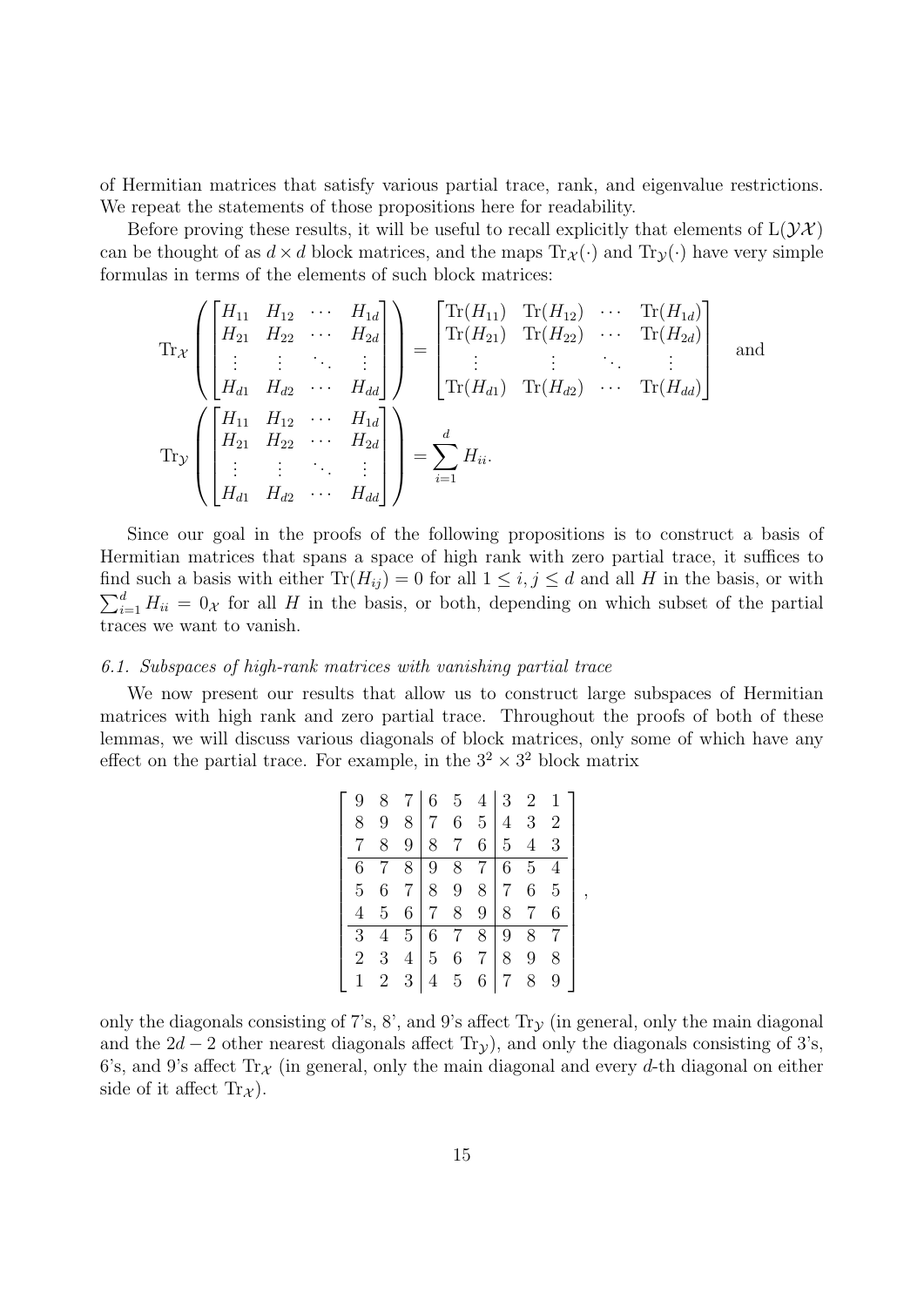of Hermitian matrices that satisfy various partial trace, rank, and eigenvalue restrictions. We repeat the statements of those propositions here for readability.

Before proving these results, it will be useful to recall explicitly that elements of $\mathrm{L}(\mathcal{YX})$ can be thought of as $d \times d$ block matrices, and the maps $\mathrm{Tr}_{\mathcal{X}}(\cdot)$ and $\mathrm{Tr}_{\mathcal{Y}}(\cdot)$ have very simple formulas in terms of the elements of such block matrices:

$$\mathrm{Tr}_{\mathcal{X}}\left(\begin{bmatrix} H_{11} & H_{12} & \cdots & H_{1d} \\ H_{21} & H_{22} & \cdots & H_{2d} \\ \vdots & \vdots & \ddots & \vdots \\ H_{d1} & H_{d2} & \cdots & H_{dd} \end{bmatrix}\right) = \begin{bmatrix} \mathrm{Tr}(H_{11}) & \mathrm{Tr}(H_{12}) & \cdots & \mathrm{Tr}(H_{1d}) \\ \mathrm{Tr}(H_{21}) & \mathrm{Tr}(H_{22}) & \cdots & \mathrm{Tr}(H_{2d}) \\ \vdots & \vdots & \ddots & \vdots \\ \mathrm{Tr}(H_{d1}) & \mathrm{Tr}(H_{d2}) & \cdots & \mathrm{Tr}(H_{dd}) \end{bmatrix} \quad \text{and}$$

$$\mathrm{Tr}_{\mathcal{Y}}\left(\begin{bmatrix} H_{11} & H_{12} & \cdots & H_{1d} \\ H_{21} & H_{22} & \cdots & H_{2d} \\ \vdots & \vdots & \ddots & \vdots \\ H_{d1} & H_{d2} & \cdots & H_{dd} \end{bmatrix}\right) = \sum_{i=1}^{d} H_{ii}.$$

Since our goal in the proofs of the following propositions is to construct a basis of Hermitian matrices that spans a space of high rank with zero partial trace, it suffices to find such a basis with either $\mathrm{Tr}(H_{ij}) = 0$ for all $1 \leq i, j \leq d$ and all $H$ in the basis, or with $\sum_{i=1}^{d} H_{ii} = 0_{\mathcal{X}}$ for all $H$ in the basis, or both, depending on which subset of the partial traces we want to vanish.

### 6.1. Subspaces of high-rank matrices with vanishing partial trace

We now present our results that allow us to construct large subspaces of Hermitian matrices with high rank and zero partial trace. Throughout the proofs of both of these lemmas, we will discuss various diagonals of block matrices, only some of which have any effect on the partial trace. For example, in the $3^2 \times 3^2$ block matrix

$$\left[\begin{array}{ccc|ccc|ccc} 9 & 8 & 7 & 6 & 5 & 4 & 3 & 2 & 1 \\ 8 & 9 & 8 & 7 & 6 & 5 & 4 & 3 & 2 \\ 7 & 8 & 9 & 8 & 7 & 6 & 5 & 4 & 3 \\ \hline 6 & 7 & 8 & 9 & 8 & 7 & 6 & 5 & 4 \\ 5 & 6 & 7 & 8 & 9 & 8 & 7 & 6 & 5 \\ 4 & 5 & 6 & 7 & 8 & 9 & 8 & 7 & 6 \\ \hline 3 & 4 & 5 & 6 & 7 & 8 & 9 & 8 & 7 \\ 2 & 3 & 4 & 5 & 6 & 7 & 8 & 9 & 8 \\ 1 & 2 & 3 & 4 & 5 & 6 & 7 & 8 & 9 \end{array}\right],$$

only the diagonals consisting of 7's, 8', and 9's affect $\mathrm{Tr}_{\mathcal{Y}}$ (in general, only the main diagonal and the $2d-2$ other nearest diagonals affect $\mathrm{Tr}_{\mathcal{Y}}$), and only the diagonals consisting of 3's, 6's, and 9's affect $\mathrm{Tr}_{\mathcal{X}}$ (in general, only the main diagonal and every $d$-th diagonal on either side of it affect $\mathrm{Tr}_{\mathcal{X}}$).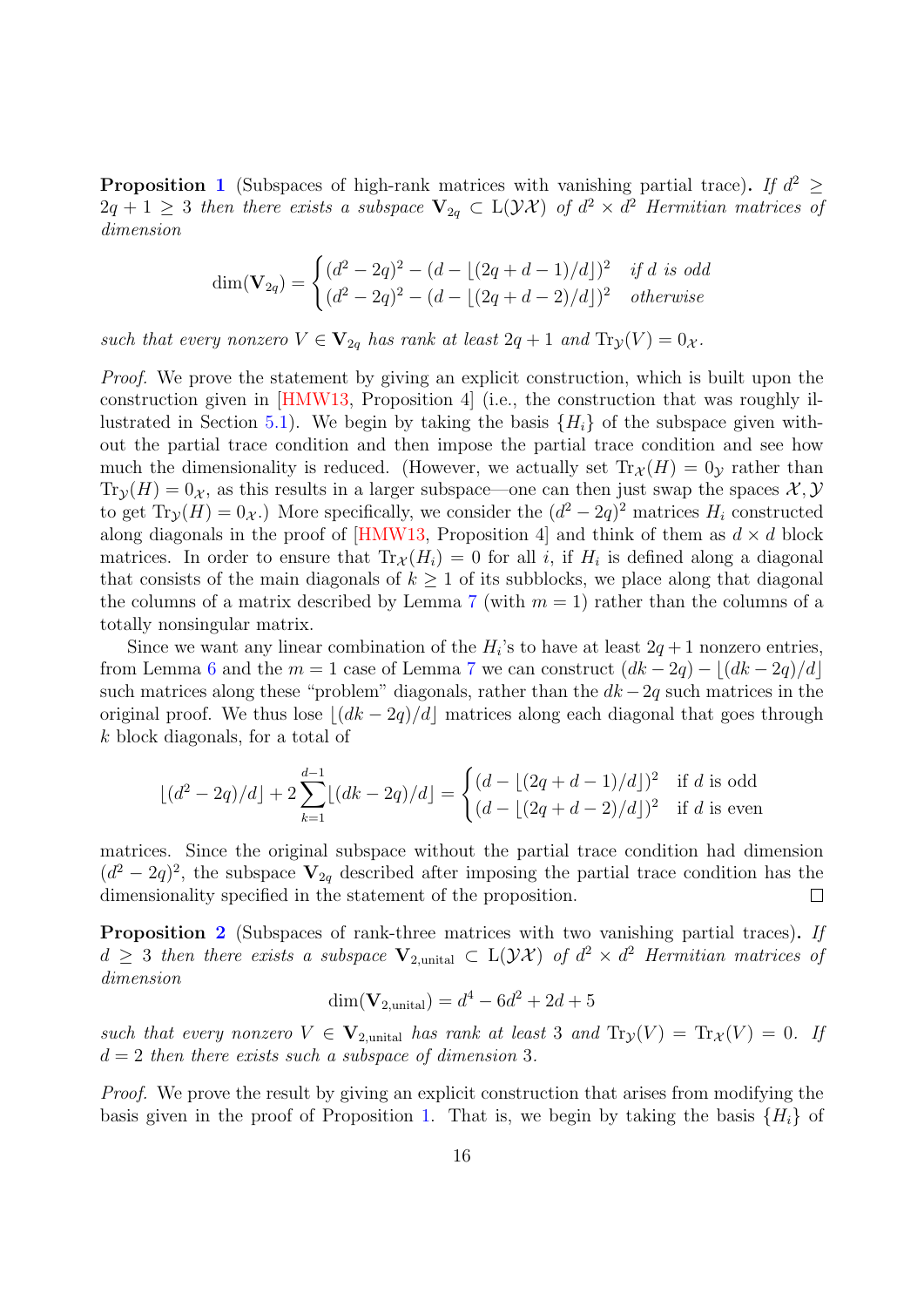**Proposition 1** (Subspaces of high-rank matrices with vanishing partial trace)**.** *If $d^2 \geq 2q+1 \geq 3$ then there exists a subspace $\mathbf{V}_{2q} \subset \mathrm{L}(\mathcal{YX})$ of $d^2 \times d^2$ Hermitian matrices of dimension*

$$\dim(\mathbf{V}_{2q}) = \begin{cases} (d^2-2q)^2 - (d - \lfloor (2q+d-1)/d \rfloor)^2 & \textit{if } d \textit{ is odd} \\ (d^2-2q)^2 - (d - \lfloor (2q+d-2)/d \rfloor)^2 & \textit{otherwise} \end{cases}$$

*such that every nonzero $V \in \mathbf{V}_{2q}$ has rank at least $2q+1$ and $\mathrm{Tr}_{\mathcal{Y}}(V) = 0_{\mathcal{X}}$.*

*Proof.* We prove the statement by giving an explicit construction, which is built upon the construction given in [HMW13, Proposition 4] (i.e., the construction that was roughly illustrated in Section 5.1). We begin by taking the basis $\{H_i\}$ of the subspace given without the partial trace condition and then impose the partial trace condition and see how much the dimensionality is reduced. (However, we actually set $\mathrm{Tr}_{\mathcal{X}}(H) = 0_{\mathcal{Y}}$ rather than $\mathrm{Tr}_{\mathcal{Y}}(H) = 0_{\mathcal{X}}$, as this results in a larger subspace—one can then just swap the spaces $\mathcal{X}, \mathcal{Y}$ to get $\mathrm{Tr}_{\mathcal{Y}}(H) = 0_{\mathcal{X}}$.) More specifically, we consider the $(d^2-2q)^2$ matrices $H_i$ constructed along diagonals in the proof of [HMW13, Proposition 4] and think of them as $d \times d$ block matrices. In order to ensure that $\mathrm{Tr}_{\mathcal{X}}(H_i) = 0$ for all $i$, if $H_i$ is defined along a diagonal that consists of the main diagonals of $k \geq 1$ of its subblocks, we place along that diagonal the columns of a matrix described by Lemma 7 (with $m = 1$) rather than the columns of a totally nonsingular matrix.

Since we want any linear combination of the $H_i$'s to have at least $2q+1$ nonzero entries, from Lemma 6 and the $m = 1$ case of Lemma 7 we can construct $(dk - 2q) - \lfloor (dk-2q)/d \rfloor$ such matrices along these "problem" diagonals, rather than the $dk - 2q$ such matrices in the original proof. We thus lose $\lfloor (dk-2q)/d \rfloor$ matrices along each diagonal that goes through $k$ block diagonals, for a total of

$$\lfloor (d^2-2q)/d \rfloor + 2\sum_{k=1}^{d-1} \lfloor (dk-2q)/d \rfloor = \begin{cases} (d - \lfloor (2q+d-1)/d \rfloor)^2 & \text{if } d \text{ is odd} \\ (d - \lfloor (2q+d-2)/d \rfloor)^2 & \text{if } d \text{ is even} \end{cases}$$

matrices. Since the original subspace without the partial trace condition had dimension $(d^2-2q)^2$, the subspace $\mathbf{V}_{2q}$ described after imposing the partial trace condition has the dimensionality specified in the statement of the proposition. $\square$

**Proposition 2** (Subspaces of rank-three matrices with two vanishing partial traces)**.** *If $d \geq 3$ then there exists a subspace $\mathbf{V}_{2,\mathrm{unital}} \subset \mathrm{L}(\mathcal{YX})$ of $d^2 \times d^2$ Hermitian matrices of dimension*

$$\dim(\mathbf{V}_{2,\mathrm{unital}}) = d^4 - 6d^2 + 2d + 5$$

*such that every nonzero $V \in \mathbf{V}_{2,\mathrm{unital}}$ has rank at least 3 and $\mathrm{Tr}_{\mathcal{Y}}(V) = \mathrm{Tr}_{\mathcal{X}}(V) = 0$. If $d = 2$ then there exists such a subspace of dimension 3.*

*Proof.* We prove the result by giving an explicit construction that arises from modifying the basis given in the proof of Proposition 1. That is, we begin by taking the basis $\{H_i\}$ of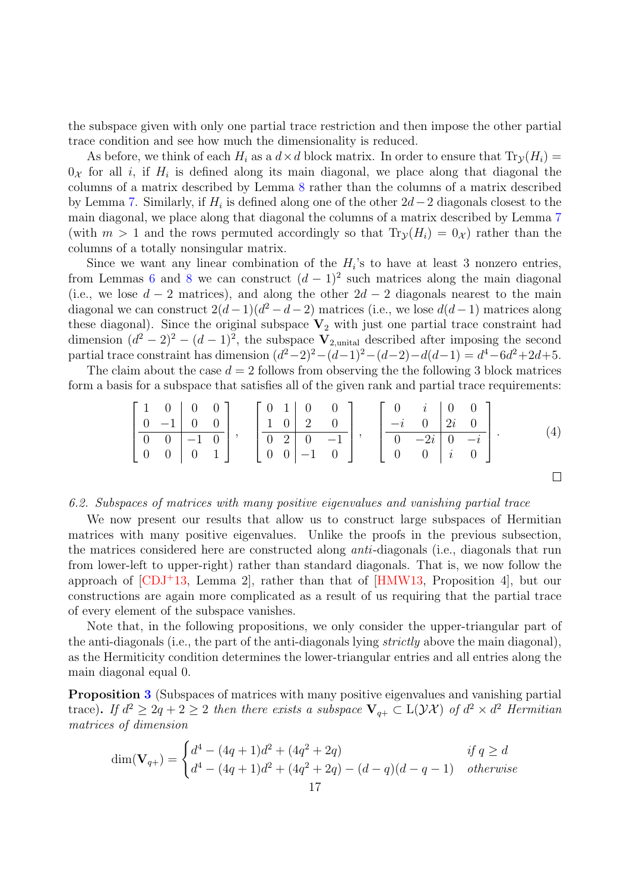the subspace given with only one partial trace restriction and then impose the other partial trace condition and see how much the dimensionality is reduced.

As before, we think of each $H_i$ as a $d \times d$ block matrix. In order to ensure that $\mathrm{Tr}_{\mathcal{Y}}(H_i) = 0_{\mathcal{X}}$ for all $i$, if $H_i$ is defined along its main diagonal, we place along that diagonal the columns of a matrix described by Lemma 8 rather than the columns of a matrix described by Lemma 7. Similarly, if $H_i$ is defined along one of the other $2d-2$ diagonals closest to the main diagonal, we place along that diagonal the columns of a matrix described by Lemma 7 (with $m > 1$ and the rows permuted accordingly so that $\mathrm{Tr}_{\mathcal{Y}}(H_i) = 0_{\mathcal{X}}$) rather than the columns of a totally nonsingular matrix.

Since we want any linear combination of the $H_i$'s to have at least 3 nonzero entries, from Lemmas 6 and 8 we can construct $(d-1)^2$ such matrices along the main diagonal (i.e., we lose $d-2$ matrices), and along the other $2d-2$ diagonals nearest to the main diagonal we can construct $2(d-1)(d^2-d-2)$ matrices (i.e., we lose $d(d-1)$ matrices along these diagonal). Since the original subspace $\mathbf{V}_2$ with just one partial trace constraint had dimension $(d^2-2)^2-(d-1)^2$, the subspace $\mathbf{V}_{2,\mathrm{unital}}$ described after imposing the second partial trace constraint has dimension $(d^2-2)^2-(d-1)^2-(d-2)-d(d-1) = d^4-6d^2+2d+5$.

The claim about the case $d=2$ follows from observing the the following 3 block matrices form a basis for a subspace that satisfies all of the given rank and partial trace requirements:

$$\left[\begin{array}{cc|cc} 1 & 0 & 0 & 0 \\ 0 & -1 & 0 & 0 \\ \hline 0 & 0 & -1 & 0 \\ 0 & 0 & 0 & 1 \end{array}\right], \quad \left[\begin{array}{cc|cc} 0 & 1 & 0 & 0 \\ 1 & 0 & 2 & 0 \\ \hline 0 & 2 & 0 & -1 \\ 0 & 0 & -1 & 0 \end{array}\right], \quad \left[\begin{array}{cc|cc} 0 & i & 0 & 0 \\ -i & 0 & 2i & 0 \\ \hline 0 & -2i & 0 & -i \\ 0 & 0 & i & 0 \end{array}\right]. \tag{4}$$

□

*6.2. Subspaces of matrices with many positive eigenvalues and vanishing partial trace*

We now present our results that allow us to construct large subspaces of Hermitian matrices with many positive eigenvalues. Unlike the proofs in the previous subsection, the matrices considered here are constructed along *anti*-diagonals (i.e., diagonals that run from lower-left to upper-right) rather than standard diagonals. That is, we now follow the approach of [CDJ+13, Lemma 2], rather than that of [HMW13, Proposition 4], but our constructions are again more complicated as a result of us requiring that the partial trace of every element of the subspace vanishes.

Note that, in the following propositions, we only consider the upper-triangular part of the anti-diagonals (i.e., the part of the anti-diagonals lying *strictly* above the main diagonal), as the Hermiticity condition determines the lower-triangular entries and all entries along the main diagonal equal 0.

**Proposition 3** (Subspaces of matrices with many positive eigenvalues and vanishing partial trace)**.** *If $d^2 \geq 2q+2 \geq 2$ then there exists a subspace $\mathbf{V}_{q+} \subset \mathrm{L}(\mathcal{YX})$ of $d^2 \times d^2$ Hermitian matrices of dimension*

$$\dim(\mathbf{V}_{q+}) = \begin{cases} d^4 - (4q+1)d^2 + (4q^2+2q) & \text{if } q \geq d \\ d^4 - (4q+1)d^2 + (4q^2+2q) - (d-q)(d-q-1) & \text{otherwise} \end{cases}$$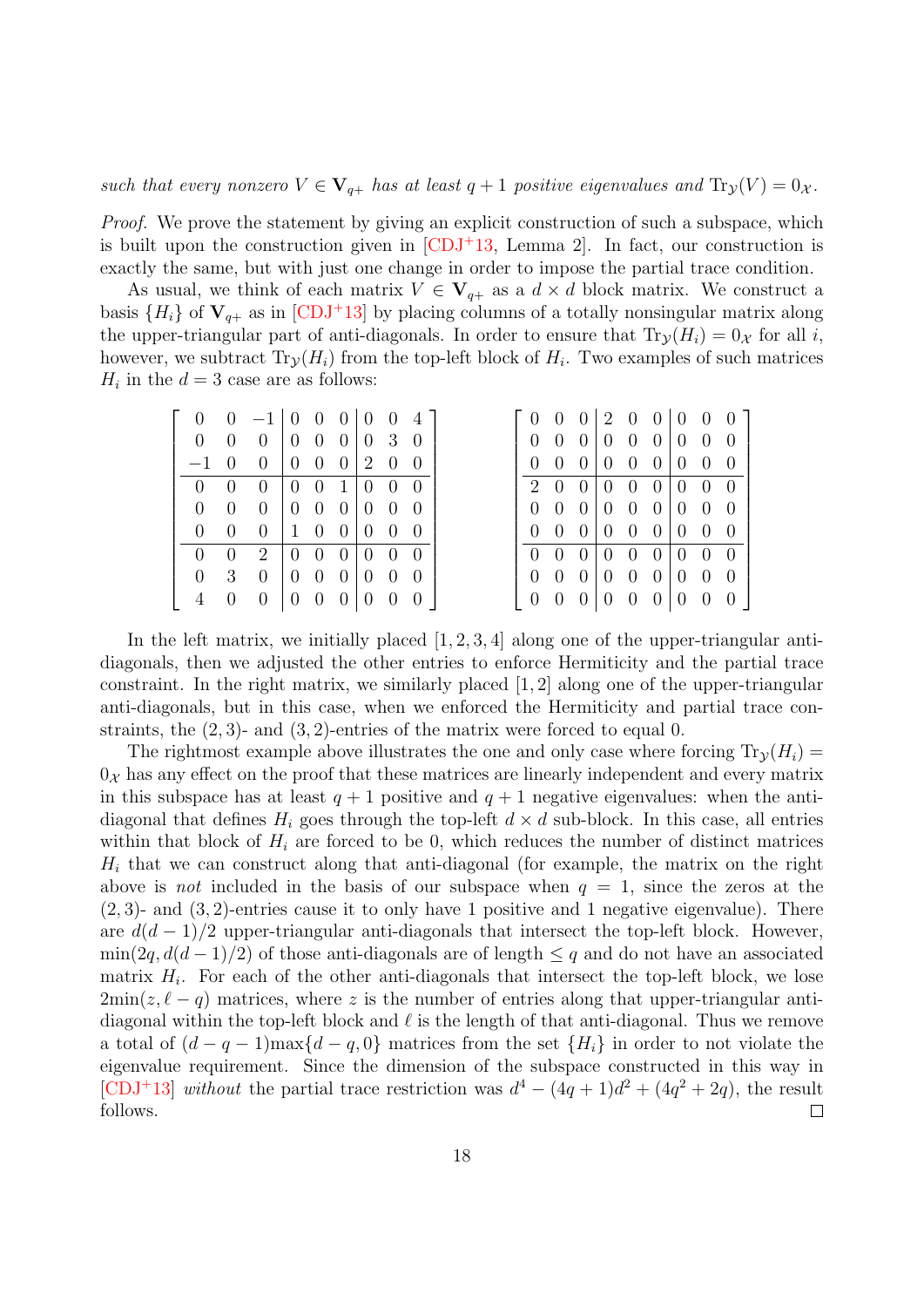*such that every nonzero $V \in \mathbf{V}_{q+}$ has at least $q+1$ positive eigenvalues and $\mathrm{Tr}_{\mathcal{Y}}(V) = 0_{\mathcal{X}}$.*

*Proof.* We prove the statement by giving an explicit construction of such a subspace, which is built upon the construction given in [CDJ+13, Lemma 2]. In fact, our construction is exactly the same, but with just one change in order to impose the partial trace condition.

As usual, we think of each matrix $V \in \mathbf{V}_{q+}$ as a $d \times d$ block matrix. We construct a basis $\{H_i\}$ of $\mathbf{V}_{q+}$ as in [CDJ+13] by placing columns of a totally nonsingular matrix along the upper-triangular part of anti-diagonals. In order to ensure that $\mathrm{Tr}_{\mathcal{Y}}(H_i) = 0_{\mathcal{X}}$ for all $i$, however, we subtract $\mathrm{Tr}_{\mathcal{Y}}(H_i)$ from the top-left block of $H_i$. Two examples of such matrices $H_i$ in the $d = 3$ case are as follows:

$$\left[\begin{array}{ccc|ccc|ccc}
0 & 0 & -1 & 0 & 0 & 0 & 0 & 0 & 4 \\
0 & 0 & 0 & 0 & 0 & 0 & 0 & 3 & 0 \\
-1 & 0 & 0 & 0 & 0 & 0 & 2 & 0 & 0 \\
\hline
0 & 0 & 0 & 0 & 0 & 1 & 0 & 0 & 0 \\
0 & 0 & 0 & 0 & 0 & 0 & 0 & 0 & 0 \\
0 & 0 & 0 & 1 & 0 & 0 & 0 & 0 & 0 \\
\hline
0 & 0 & 2 & 0 & 0 & 0 & 0 & 0 & 0 \\
0 & 3 & 0 & 0 & 0 & 0 & 0 & 0 & 0 \\
4 & 0 & 0 & 0 & 0 & 0 & 0 & 0 & 0
\end{array}\right]
\qquad
\left[\begin{array}{ccc|ccc|ccc}
0 & 0 & 0 & 2 & 0 & 0 & 0 & 0 & 0 \\
0 & 0 & 0 & 0 & 0 & 0 & 0 & 0 & 0 \\
0 & 0 & 0 & 0 & 0 & 0 & 0 & 0 & 0 \\
\hline
2 & 0 & 0 & 0 & 0 & 0 & 0 & 0 & 0 \\
0 & 0 & 0 & 0 & 0 & 0 & 0 & 0 & 0 \\
0 & 0 & 0 & 0 & 0 & 0 & 0 & 0 & 0 \\
\hline
0 & 0 & 0 & 0 & 0 & 0 & 0 & 0 & 0 \\
0 & 0 & 0 & 0 & 0 & 0 & 0 & 0 & 0 \\
0 & 0 & 0 & 0 & 0 & 0 & 0 & 0 & 0
\end{array}\right]$$

In the left matrix, we initially placed $[1, 2, 3, 4]$ along one of the upper-triangular anti-diagonals, then we adjusted the other entries to enforce Hermiticity and the partial trace constraint. In the right matrix, we similarly placed $[1, 2]$ along one of the upper-triangular anti-diagonals, but in this case, when we enforced the Hermiticity and partial trace constraints, the $(2, 3)$- and $(3, 2)$-entries of the matrix were forced to equal 0.

The rightmost example above illustrates the one and only case where forcing $\mathrm{Tr}_{\mathcal{Y}}(H_i) = 0_{\mathcal{X}}$ has any effect on the proof that these matrices are linearly independent and every matrix in this subspace has at least $q+1$ positive and $q+1$ negative eigenvalues: when the anti-diagonal that defines $H_i$ goes through the top-left $d \times d$ sub-block. In this case, all entries within that block of $H_i$ are forced to be 0, which reduces the number of distinct matrices $H_i$ that we can construct along that anti-diagonal (for example, the matrix on the right above is *not* included in the basis of our subspace when $q = 1$, since the zeros at the $(2, 3)$- and $(3, 2)$-entries cause it to only have 1 positive and 1 negative eigenvalue). There are $d(d-1)/2$ upper-triangular anti-diagonals that intersect the top-left block. However, $\min(2q, d(d-1)/2)$ of those anti-diagonals are of length $\leq q$ and do not have an associated matrix $H_i$. For each of the other anti-diagonals that intersect the top-left block, we lose $2\min(z, \ell - q)$ matrices, where $z$ is the number of entries along that upper-triangular anti-diagonal within the top-left block and $\ell$ is the length of that anti-diagonal. Thus we remove a total of $(d-q-1)\max\{d-q, 0\}$ matrices from the set $\{H_i\}$ in order to not violate the eigenvalue requirement. Since the dimension of the subspace constructed in this way in [CDJ+13] *without* the partial trace restriction was $d^4 - (4q+1)d^2 + (4q^2 + 2q)$, the result follows. □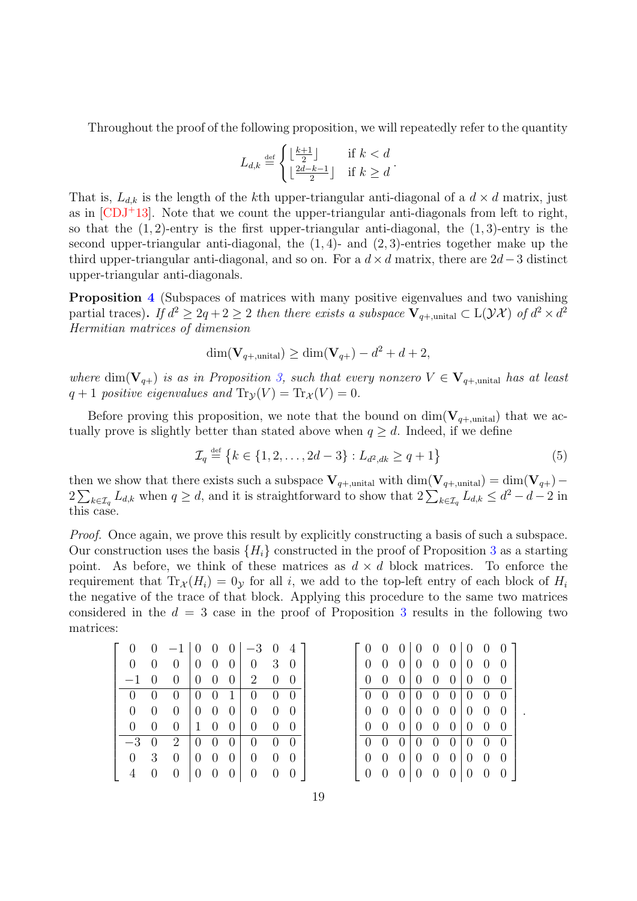Throughout the proof of the following proposition, we will repeatedly refer to the quantity

$$L_{d,k} \stackrel{\text{def}}{=} \begin{cases} \lfloor \frac{k+1}{2} \rfloor & \text{if } k < d \\ \lfloor \frac{2d-k-1}{2} \rfloor & \text{if } k \geq d \end{cases}.$$

That is, $L_{d,k}$ is the length of the $k$th upper-triangular anti-diagonal of a $d \times d$ matrix, just as in [CDJ+13]. Note that we count the upper-triangular anti-diagonals from left to right, so that the $(1,2)$-entry is the first upper-triangular anti-diagonal, the $(1,3)$-entry is the second upper-triangular anti-diagonal, the $(1,4)$- and $(2,3)$-entries together make up the third upper-triangular anti-diagonal, and so on. For a $d \times d$ matrix, there are $2d-3$ distinct upper-triangular anti-diagonals.

**Proposition 4** (Subspaces of matrices with many positive eigenvalues and two vanishing partial traces)**.** *If $d^2 \geq 2q+2 \geq 2$ then there exists a subspace $\mathbf{V}_{q+,\text{unital}} \subset \mathrm{L}(\mathcal{YX})$ of $d^2 \times d^2$ Hermitian matrices of dimension*

$$\dim(\mathbf{V}_{q+,\text{unital}}) \geq \dim(\mathbf{V}_{q+}) - d^2 + d + 2,$$

*where $\dim(\mathbf{V}_{q+})$ is as in Proposition 3, such that every nonzero $V \in \mathbf{V}_{q+,\text{unital}}$ has at least $q+1$ positive eigenvalues and $\mathrm{Tr}_{\mathcal{Y}}(V) = \mathrm{Tr}_{\mathcal{X}}(V) = 0$.*

Before proving this proposition, we note that the bound on $\dim(\mathbf{V}_{q+,\text{unital}})$ that we actually prove is slightly better than stated above when $q \geq d$. Indeed, if we define

$$\mathcal{I}_q \stackrel{\text{def}}{=} \big\{k \in \{1, 2, \ldots, 2d-3\} : L_{d^2,dk} \geq q+1\big\} \tag{5}$$

then we show that there exists such a subspace $\mathbf{V}_{q+,\text{unital}}$ with $\dim(\mathbf{V}_{q+,\text{unital}}) = \dim(\mathbf{V}_{q+}) - 2\sum_{k \in \mathcal{I}_q} L_{d,k}$ when $q \geq d$, and it is straightforward to show that $2\sum_{k \in \mathcal{I}_q} L_{d,k} \leq d^2 - d - 2$ in this case.

*Proof.* Once again, we prove this result by explicitly constructing a basis of such a subspace. Our construction uses the basis $\{H_i\}$ constructed in the proof of Proposition 3 as a starting point. As before, we think of these matrices as $d \times d$ block matrices. To enforce the requirement that $\mathrm{Tr}_{\mathcal{X}}(H_i) = 0_{\mathcal{Y}}$ for all $i$, we add to the top-left entry of each block of $H_i$ the negative of the trace of that block. Applying this procedure to the same two matrices considered in the $d = 3$ case in the proof of Proposition 3 results in the following two matrices:

$$\left[\begin{array}{ccc|ccc|ccc} 0 & 0 & -1 & 0 & 0 & 0 & -3 & 0 & 4 \\ 0 & 0 & 0 & 0 & 0 & 0 & 0 & 3 & 0 \\ -1 & 0 & 0 & 0 & 0 & 0 & 2 & 0 & 0 \\ \hline 0 & 0 & 0 & 0 & 0 & 1 & 0 & 0 & 0 \\ 0 & 0 & 0 & 0 & 0 & 0 & 0 & 0 & 0 \\ 0 & 0 & 0 & 1 & 0 & 0 & 0 & 0 & 0 \\ \hline -3 & 0 & 2 & 0 & 0 & 0 & 0 & 0 & 0 \\ 0 & 3 & 0 & 0 & 0 & 0 & 0 & 0 & 0 \\ 4 & 0 & 0 & 0 & 0 & 0 & 0 & 0 & 0 \end{array}\right] \qquad \left[\begin{array}{ccc|ccc|ccc} 0 & 0 & 0 & 0 & 0 & 0 & 0 & 0 & 0 \\ 0 & 0 & 0 & 0 & 0 & 0 & 0 & 0 & 0 \\ 0 & 0 & 0 & 0 & 0 & 0 & 0 & 0 & 0 \\ \hline 0 & 0 & 0 & 0 & 0 & 0 & 0 & 0 & 0 \\ 0 & 0 & 0 & 0 & 0 & 0 & 0 & 0 & 0 \\ 0 & 0 & 0 & 0 & 0 & 0 & 0 & 0 & 0 \\ \hline 0 & 0 & 0 & 0 & 0 & 0 & 0 & 0 & 0 \\ 0 & 0 & 0 & 0 & 0 & 0 & 0 & 0 & 0 \\ 0 & 0 & 0 & 0 & 0 & 0 & 0 & 0 & 0 \end{array}\right].$$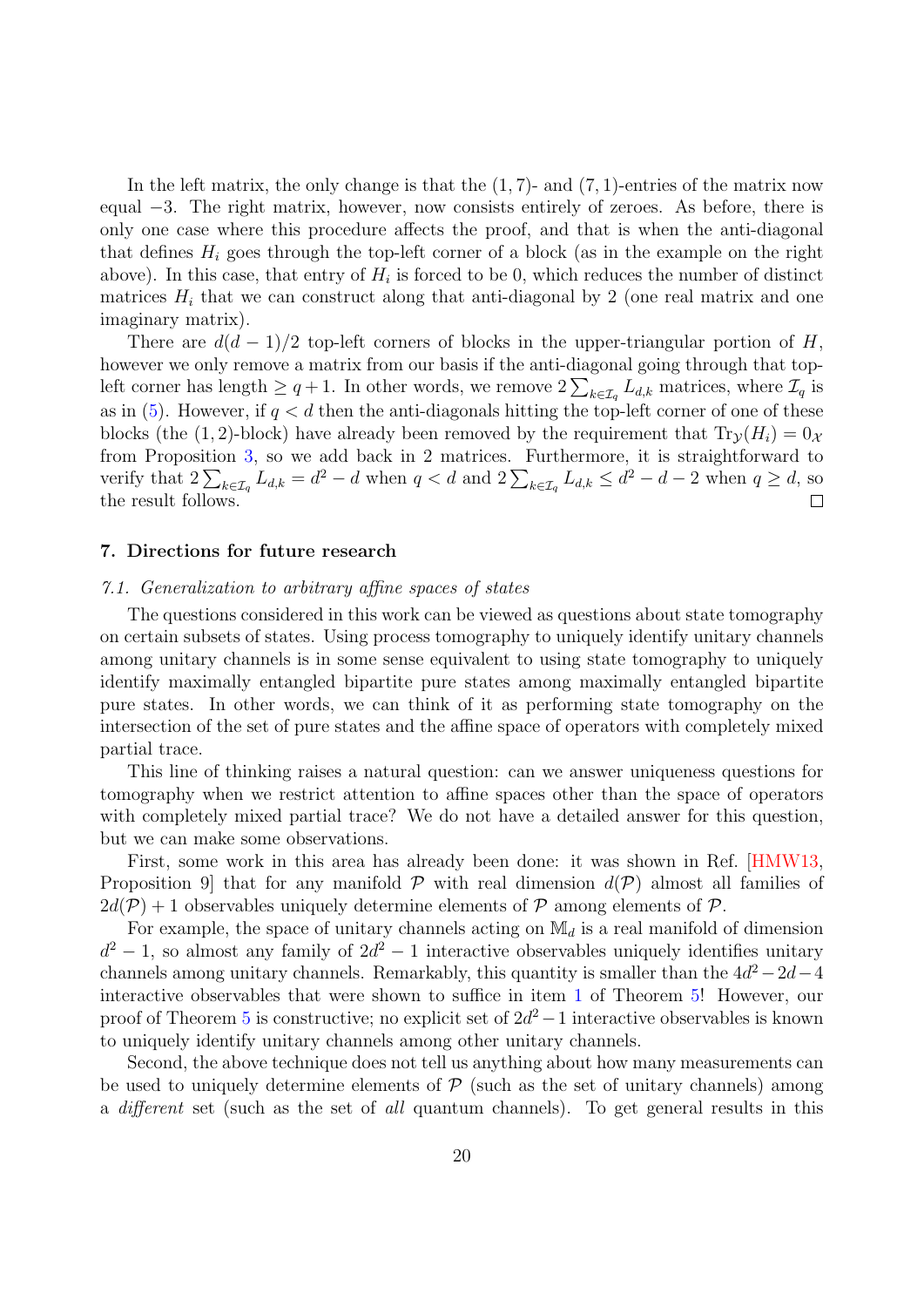In the left matrix, the only change is that the $(1, 7)$- and $(7, 1)$-entries of the matrix now equal $-3$. The right matrix, however, now consists entirely of zeroes. As before, there is only one case where this procedure affects the proof, and that is when the anti-diagonal that defines $H_i$ goes through the top-left corner of a block (as in the example on the right above). In this case, that entry of $H_i$ is forced to be 0, which reduces the number of distinct matrices $H_i$ that we can construct along that anti-diagonal by 2 (one real matrix and one imaginary matrix).

There are $d(d-1)/2$ top-left corners of blocks in the upper-triangular portion of $H$, however we only remove a matrix from our basis if the anti-diagonal going through that top-left corner has length $\geq q+1$. In other words, we remove $2\sum_{k\in\mathcal{I}_q} L_{d,k}$ matrices, where $\mathcal{I}_q$ is as in (5). However, if $q < d$ then the anti-diagonals hitting the top-left corner of one of these blocks (the $(1, 2)$-block) have already been removed by the requirement that $\mathrm{Tr}_{\mathcal{Y}}(H_i) = 0_{\mathcal{X}}$ from Proposition 3, so we add back in 2 matrices. Furthermore, it is straightforward to verify that $2\sum_{k\in\mathcal{I}_q} L_{d,k} = d^2 - d$ when $q < d$ and $2\sum_{k\in\mathcal{I}_q} L_{d,k} \leq d^2 - d - 2$ when $q \geq d$, so the result follows. □

## 7. Directions for future research

### 7.1. *Generalization to arbitrary affine spaces of states*

The questions considered in this work can be viewed as questions about state tomography on certain subsets of states. Using process tomography to uniquely identify unitary channels among unitary channels is in some sense equivalent to using state tomography to uniquely identify maximally entangled bipartite pure states among maximally entangled bipartite pure states. In other words, we can think of it as performing state tomography on the intersection of the set of pure states and the affine space of operators with completely mixed partial trace.

This line of thinking raises a natural question: can we answer uniqueness questions for tomography when we restrict attention to affine spaces other than the space of operators with completely mixed partial trace? We do not have a detailed answer for this question, but we can make some observations.

First, some work in this area has already been done: it was shown in Ref. [HMW13, Proposition 9] that for any manifold $\mathcal{P}$ with real dimension $d(\mathcal{P})$ almost all families of $2d(\mathcal{P}) + 1$ observables uniquely determine elements of $\mathcal{P}$ among elements of $\mathcal{P}$.

For example, the space of unitary channels acting on $\mathbb{M}_d$ is a real manifold of dimension $d^2 - 1$, so almost any family of $2d^2 - 1$ interactive observables uniquely identifies unitary channels among unitary channels. Remarkably, this quantity is smaller than the $4d^2 - 2d - 4$ interactive observables that were shown to suffice in item 1 of Theorem 5! However, our proof of Theorem 5 is constructive; no explicit set of $2d^2 - 1$ interactive observables is known to uniquely identify unitary channels among other unitary channels.

Second, the above technique does not tell us anything about how many measurements can be used to uniquely determine elements of $\mathcal{P}$ (such as the set of unitary channels) among a *different* set (such as the set of *all* quantum channels). To get general results in this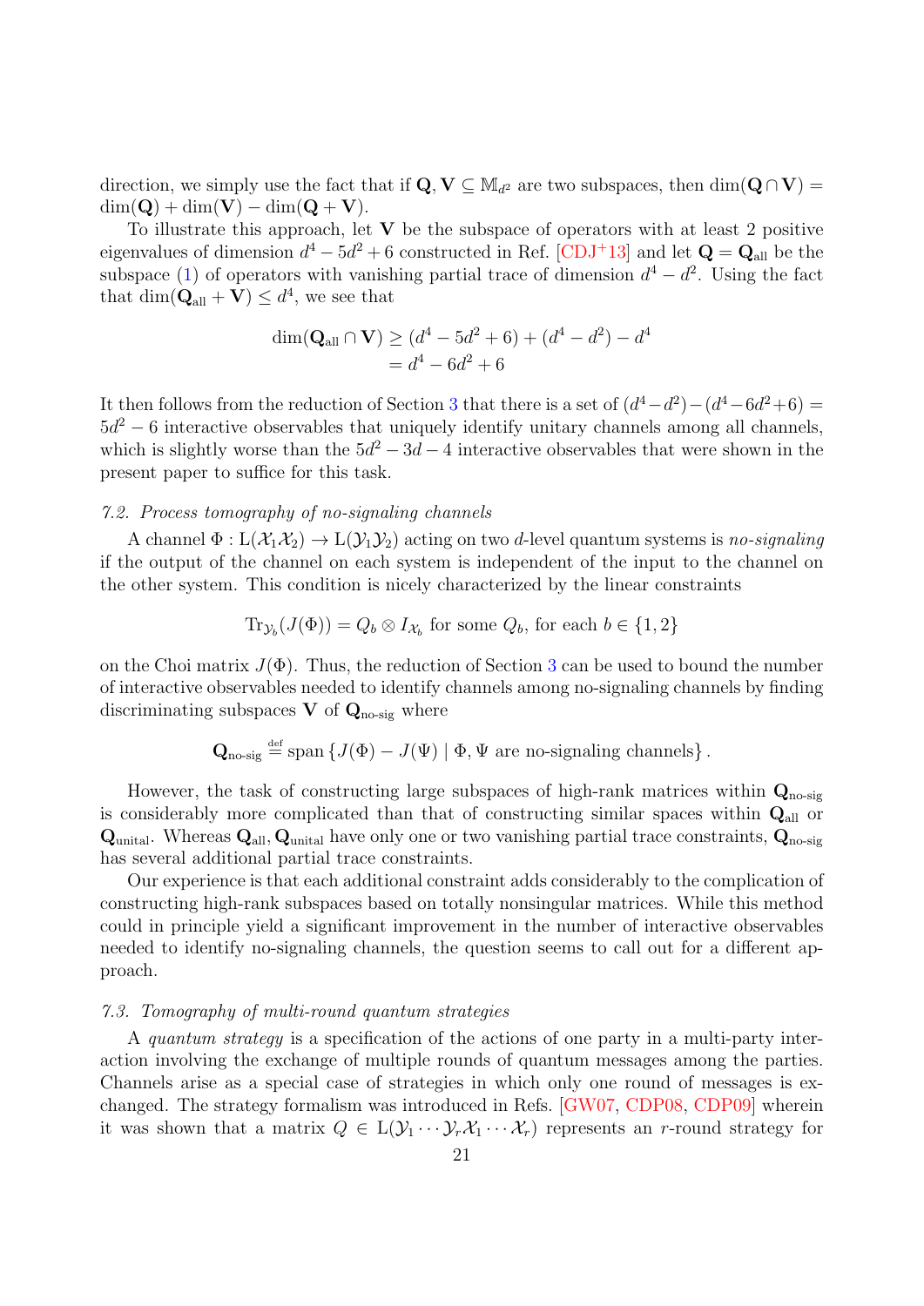direction, we simply use the fact that if $\mathbf{Q}, \mathbf{V} \subseteq \mathbb{M}_{d^2}$ are two subspaces, then $\dim(\mathbf{Q} \cap \mathbf{V}) = \dim(\mathbf{Q}) + \dim(\mathbf{V}) - \dim(\mathbf{Q} + \mathbf{V})$.

To illustrate this approach, let $\mathbf{V}$ be the subspace of operators with at least 2 positive eigenvalues of dimension $d^4 - 5d^2 + 6$ constructed in Ref. [CDJ+13] and let $\mathbf{Q} = \mathbf{Q}_{\text{all}}$ be the subspace (1) of operators with vanishing partial trace of dimension $d^4 - d^2$. Using the fact that $\dim(\mathbf{Q}_{\text{all}} + \mathbf{V}) \leq d^4$, we see that

$$\begin{aligned}
\dim(\mathbf{Q}_{\text{all}} \cap \mathbf{V}) &\geq (d^4 - 5d^2 + 6) + (d^4 - d^2) - d^4 \\
&= d^4 - 6d^2 + 6
\end{aligned}$$

It then follows from the reduction of Section 3 that there is a set of $(d^4 - d^2) - (d^4 - 6d^2 + 6) = 5d^2 - 6$ interactive observables that uniquely identify unitary channels among all channels, which is slightly worse than the $5d^2 - 3d - 4$ interactive observables that were shown in the present paper to suffice for this task.

### 7.2. Process tomography of no-signaling channels

A channel $\Phi : \mathrm{L}(\mathcal{X}_1 \mathcal{X}_2) \to \mathrm{L}(\mathcal{Y}_1 \mathcal{Y}_2)$ acting on two $d$-level quantum systems is *no-signaling* if the output of the channel on each system is independent of the input to the channel on the other system. This condition is nicely characterized by the linear constraints

$$\mathrm{Tr}_{\mathcal{Y}_b}(J(\Phi)) = Q_b \otimes I_{\mathcal{X}_b} \text{ for some } Q_b, \text{ for each } b \in \{1, 2\}$$

on the Choi matrix $J(\Phi)$. Thus, the reduction of Section 3 can be used to bound the number of interactive observables needed to identify channels among no-signaling channels by finding discriminating subspaces $\mathbf{V}$ of $\mathbf{Q}_{\text{no-sig}}$ where

$$\mathbf{Q}_{\text{no-sig}} \stackrel{\text{def}}{=} \mathrm{span}\left\{ J(\Phi) - J(\Psi) \mid \Phi, \Psi \text{ are no-signaling channels} \right\}.$$

However, the task of constructing large subspaces of high-rank matrices within $\mathbf{Q}_{\text{no-sig}}$ is considerably more complicated than that of constructing similar spaces within $\mathbf{Q}_{\text{all}}$ or $\mathbf{Q}_{\text{unital}}$. Whereas $\mathbf{Q}_{\text{all}}, \mathbf{Q}_{\text{unital}}$ have only one or two vanishing partial trace constraints, $\mathbf{Q}_{\text{no-sig}}$ has several additional partial trace constraints.

Our experience is that each additional constraint adds considerably to the complication of constructing high-rank subspaces based on totally nonsingular matrices. While this method could in principle yield a significant improvement in the number of interactive observables needed to identify no-signaling channels, the question seems to call out for a different approach.

### 7.3. Tomography of multi-round quantum strategies

A *quantum strategy* is a specification of the actions of one party in a multi-party interaction involving the exchange of multiple rounds of quantum messages among the parties. Channels arise as a special case of strategies in which only one round of messages is exchanged. The strategy formalism was introduced in Refs. [GW07, CDP08, CDP09] wherein it was shown that a matrix $Q \in \mathrm{L}(\mathcal{Y}_1 \cdots \mathcal{Y}_r \mathcal{X}_1 \cdots \mathcal{X}_r)$ represents an $r$-round strategy for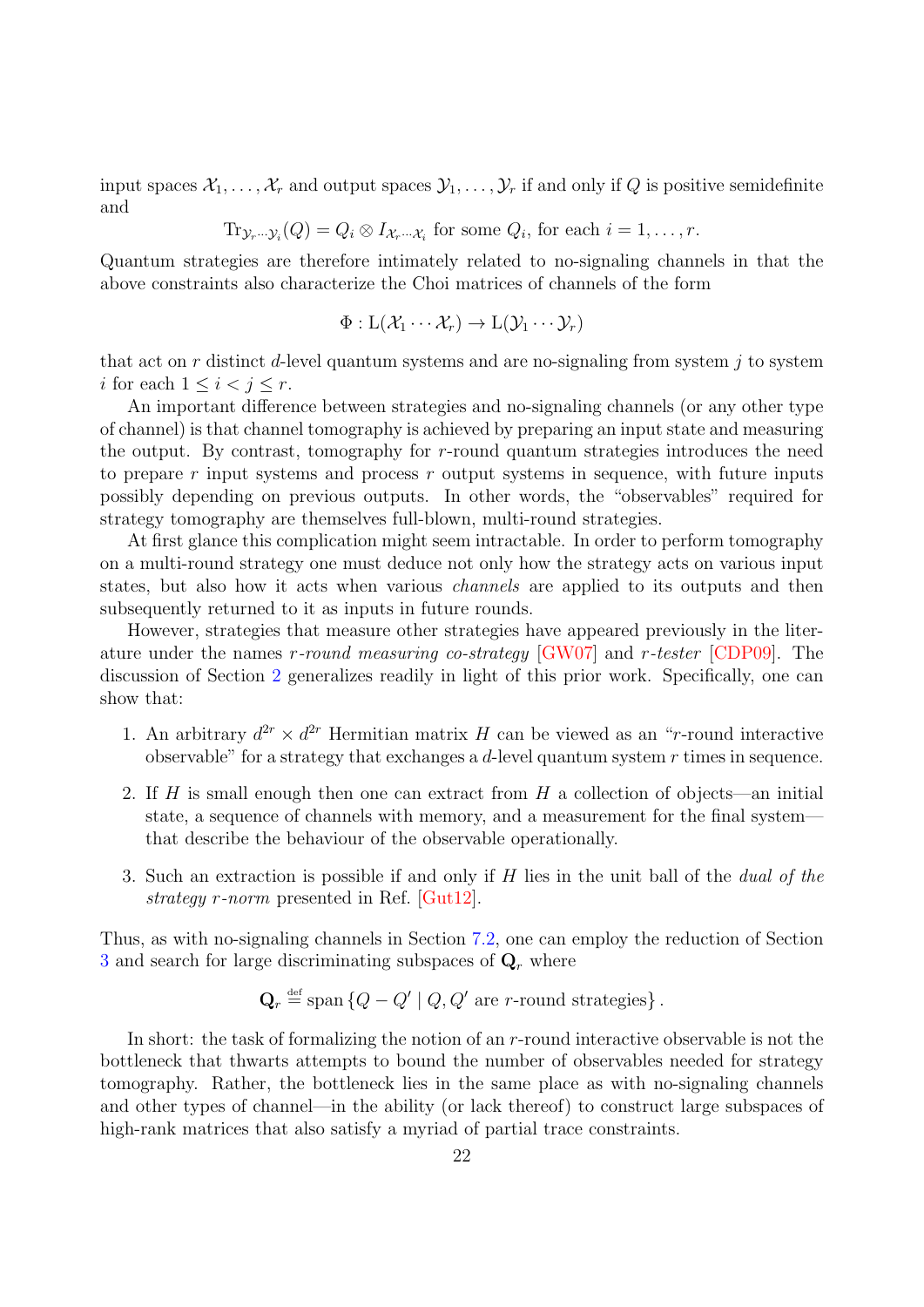input spaces $\mathcal{X}_1, \dots, \mathcal{X}_r$ and output spaces $\mathcal{Y}_1, \dots, \mathcal{Y}_r$ if and only if $Q$ is positive semidefinite and

$$\operatorname{Tr}_{\mathcal{Y}_r \cdots \mathcal{Y}_i}(Q) = Q_i \otimes I_{\mathcal{X}_r \cdots \mathcal{X}_i} \text{ for some } Q_i, \text{ for each } i = 1, \dots, r.$$

Quantum strategies are therefore intimately related to no-signaling channels in that the above constraints also characterize the Choi matrices of channels of the form

$$\Phi : \mathrm{L}(\mathcal{X}_1 \cdots \mathcal{X}_r) \to \mathrm{L}(\mathcal{Y}_1 \cdots \mathcal{Y}_r)$$

that act on $r$ distinct $d$-level quantum systems and are no-signaling from system $j$ to system $i$ for each $1 \leq i < j \leq r$.

An important difference between strategies and no-signaling channels (or any other type of channel) is that channel tomography is achieved by preparing an input state and measuring the output. By contrast, tomography for $r$-round quantum strategies introduces the need to prepare $r$ input systems and process $r$ output systems in sequence, with future inputs possibly depending on previous outputs. In other words, the "observables" required for strategy tomography are themselves full-blown, multi-round strategies.

At first glance this complication might seem intractable. In order to perform tomography on a multi-round strategy one must deduce not only how the strategy acts on various input states, but also how it acts when various *channels* are applied to its outputs and then subsequently returned to it as inputs in future rounds.

However, strategies that measure other strategies have appeared previously in the literature under the names *r-round measuring co-strategy* [GW07] and *r-tester* [CDP09]. The discussion of Section 2 generalizes readily in light of this prior work. Specifically, one can show that:

1. An arbitrary $d^{2r} \times d^{2r}$ Hermitian matrix $H$ can be viewed as an "$r$-round interactive observable" for a strategy that exchanges a $d$-level quantum system $r$ times in sequence.
2. If $H$ is small enough then one can extract from $H$ a collection of objects—an initial state, a sequence of channels with memory, and a measurement for the final system—that describe the behaviour of the observable operationally.
3. Such an extraction is possible if and only if $H$ lies in the unit ball of the *dual of the strategy r-norm* presented in Ref. [Gut12].

Thus, as with no-signaling channels in Section 7.2, one can employ the reduction of Section 3 and search for large discriminating subspaces of $\mathbf{Q}_r$ where

$$\mathbf{Q}_r \stackrel{\text{def}}{=} \operatorname{span}\left\{Q - Q' \mid Q, Q' \text{ are } r\text{-round strategies}\right\}.$$

In short: the task of formalizing the notion of an $r$-round interactive observable is not the bottleneck that thwarts attempts to bound the number of observables needed for strategy tomography. Rather, the bottleneck lies in the same place as with no-signaling channels and other types of channel—in the ability (or lack thereof) to construct large subspaces of high-rank matrices that also satisfy a myriad of partial trace constraints.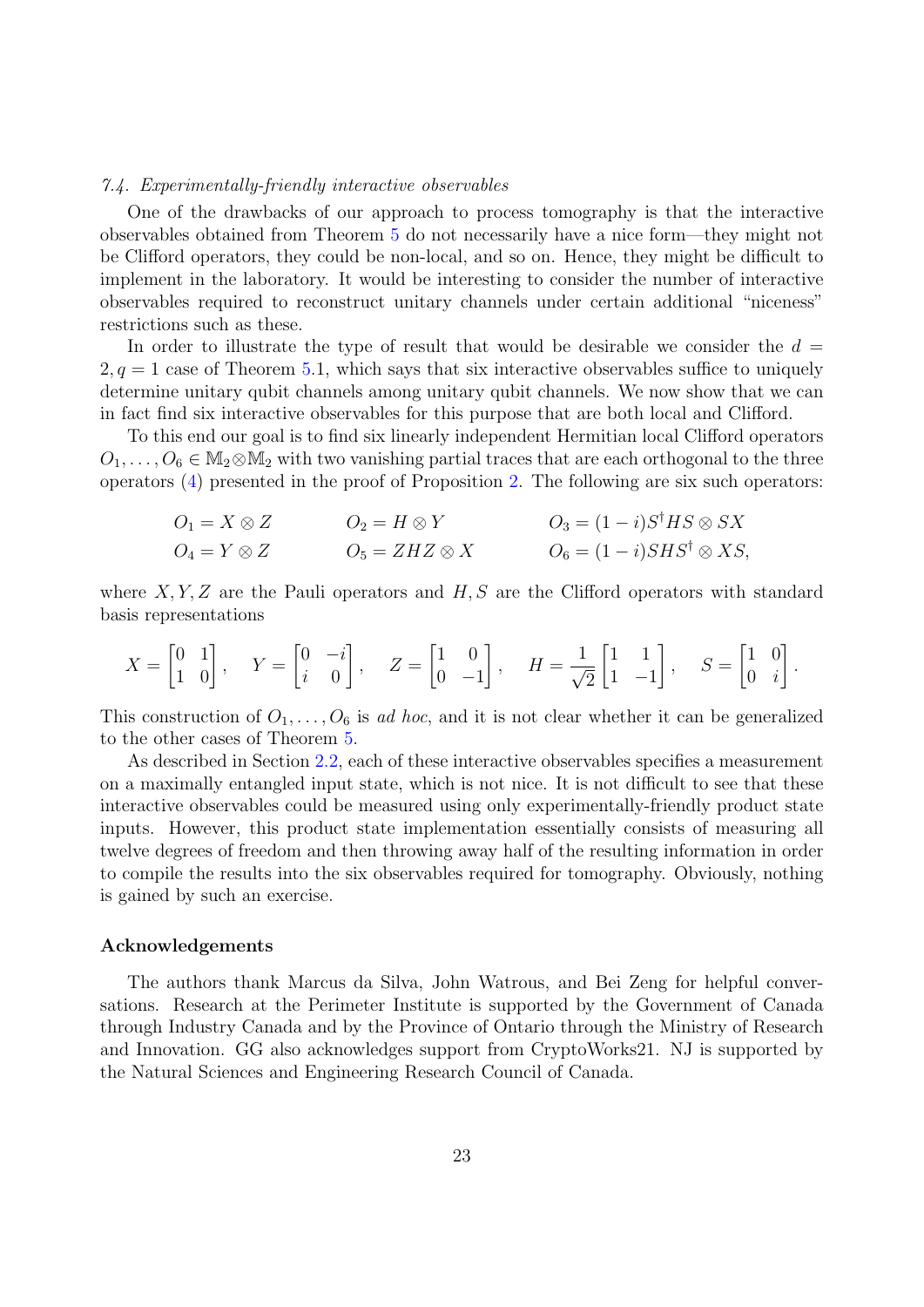### *7.4. Experimentally-friendly interactive observables*

One of the drawbacks of our approach to process tomography is that the interactive observables obtained from Theorem 5 do not necessarily have a nice form—they might not be Clifford operators, they could be non-local, and so on. Hence, they might be difficult to implement in the laboratory. It would be interesting to consider the number of interactive observables required to reconstruct unitary channels under certain additional "niceness" restrictions such as these.

In order to illustrate the type of result that would be desirable we consider the $d = 2, q = 1$ case of Theorem 5.1, which says that six interactive observables suffice to uniquely determine unitary qubit channels among unitary qubit channels. We now show that we can in fact find six interactive observables for this purpose that are both local and Clifford.

To this end our goal is to find six linearly independent Hermitian local Clifford operators $O_1, \ldots, O_6 \in \mathbb{M}_2 \otimes \mathbb{M}_2$ with two vanishing partial traces that are each orthogonal to the three operators (4) presented in the proof of Proposition 2. The following are six such operators:

$$
\begin{aligned}
O_1 &= X \otimes Z & O_2 &= H \otimes Y & O_3 &= (1-i) S^\dagger H S \otimes SX \\
O_4 &= Y \otimes Z & O_5 &= ZHZ \otimes X & O_6 &= (1-i) S H S^\dagger \otimes XS,
\end{aligned}
$$

where $X, Y, Z$ are the Pauli operators and $H, S$ are the Clifford operators with standard basis representations

$$
X = \begin{bmatrix} 0 & 1 \\ 1 & 0 \end{bmatrix}, \quad Y = \begin{bmatrix} 0 & -i \\ i & 0 \end{bmatrix}, \quad Z = \begin{bmatrix} 1 & 0 \\ 0 & -1 \end{bmatrix}, \quad H = \frac{1}{\sqrt{2}} \begin{bmatrix} 1 & 1 \\ 1 & -1 \end{bmatrix}, \quad S = \begin{bmatrix} 1 & 0 \\ 0 & i \end{bmatrix}.
$$

This construction of $O_1, \ldots, O_6$ is *ad hoc*, and it is not clear whether it can be generalized to the other cases of Theorem 5.

As described in Section 2.2, each of these interactive observables specifies a measurement on a maximally entangled input state, which is not nice. It is not difficult to see that these interactive observables could be measured using only experimentally-friendly product state inputs. However, this product state implementation essentially consists of measuring all twelve degrees of freedom and then throwing away half of the resulting information in order to compile the results into the six observables required for tomography. Obviously, nothing is gained by such an exercise.

## Acknowledgements

The authors thank Marcus da Silva, John Watrous, and Bei Zeng for helpful conversations. Research at the Perimeter Institute is supported by the Government of Canada through Industry Canada and by the Province of Ontario through the Ministry of Research and Innovation. GG also acknowledges support from CryptoWorks21. NJ is supported by the Natural Sciences and Engineering Research Council of Canada.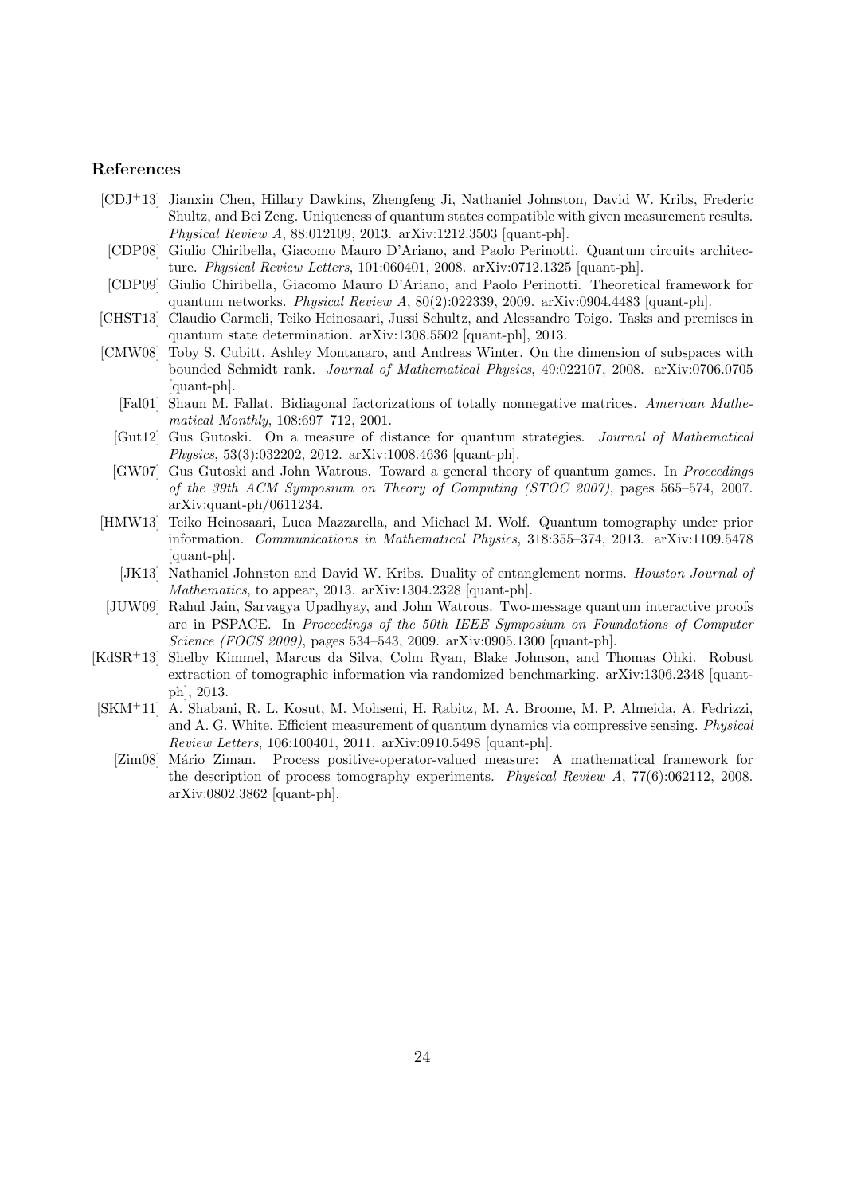### References

[CDJ+13] Jianxin Chen, Hillary Dawkins, Zhengfeng Ji, Nathaniel Johnston, David W. Kribs, Frederic Shultz, and Bei Zeng. Uniqueness of quantum states compatible with given measurement results. *Physical Review A*, 88:012109, 2013. arXiv:1212.3503 [quant-ph].

[CDP08] Giulio Chiribella, Giacomo Mauro D'Ariano, and Paolo Perinotti. Quantum circuits architecture. *Physical Review Letters*, 101:060401, 2008. arXiv:0712.1325 [quant-ph].

[CDP09] Giulio Chiribella, Giacomo Mauro D'Ariano, and Paolo Perinotti. Theoretical framework for quantum networks. *Physical Review A*, 80(2):022339, 2009. arXiv:0904.4483 [quant-ph].

[CHST13] Claudio Carmeli, Teiko Heinosaari, Jussi Schultz, and Alessandro Toigo. Tasks and premises in quantum state determination. arXiv:1308.5502 [quant-ph], 2013.

[CMW08] Toby S. Cubitt, Ashley Montanaro, and Andreas Winter. On the dimension of subspaces with bounded Schmidt rank. *Journal of Mathematical Physics*, 49:022107, 2008. arXiv:0706.0705 [quant-ph].

[Fal01] Shaun M. Fallat. Bidiagonal factorizations of totally nonnegative matrices. *American Mathematical Monthly*, 108:697–712, 2001.

[Gut12] Gus Gutoski. On a measure of distance for quantum strategies. *Journal of Mathematical Physics*, 53(3):032202, 2012. arXiv:1008.4636 [quant-ph].

[GW07] Gus Gutoski and John Watrous. Toward a general theory of quantum games. In *Proceedings of the 39th ACM Symposium on Theory of Computing (STOC 2007)*, pages 565–574, 2007. arXiv:quant-ph/0611234.

[HMW13] Teiko Heinosaari, Luca Mazzarella, and Michael M. Wolf. Quantum tomography under prior information. *Communications in Mathematical Physics*, 318:355–374, 2013. arXiv:1109.5478 [quant-ph].

[JK13] Nathaniel Johnston and David W. Kribs. Duality of entanglement norms. *Houston Journal of Mathematics*, to appear, 2013. arXiv:1304.2328 [quant-ph].

[JUW09] Rahul Jain, Sarvagya Upadhyay, and John Watrous. Two-message quantum interactive proofs are in PSPACE. In *Proceedings of the 50th IEEE Symposium on Foundations of Computer Science (FOCS 2009)*, pages 534–543, 2009. arXiv:0905.1300 [quant-ph].

[KdSR+13] Shelby Kimmel, Marcus da Silva, Colm Ryan, Blake Johnson, and Thomas Ohki. Robust extraction of tomographic information via randomized benchmarking. arXiv:1306.2348 [quant-ph], 2013.

[SKM+11] A. Shabani, R. L. Kosut, M. Mohseni, H. Rabitz, M. A. Broome, M. P. Almeida, A. Fedrizzi, and A. G. White. Efficient measurement of quantum dynamics via compressive sensing. *Physical Review Letters*, 106:100401, 2011. arXiv:0910.5498 [quant-ph].

[Zim08] Mário Ziman. Process positive-operator-valued measure: A mathematical framework for the description of process tomography experiments. *Physical Review A*, 77(6):062112, 2008. arXiv:0802.3862 [quant-ph].